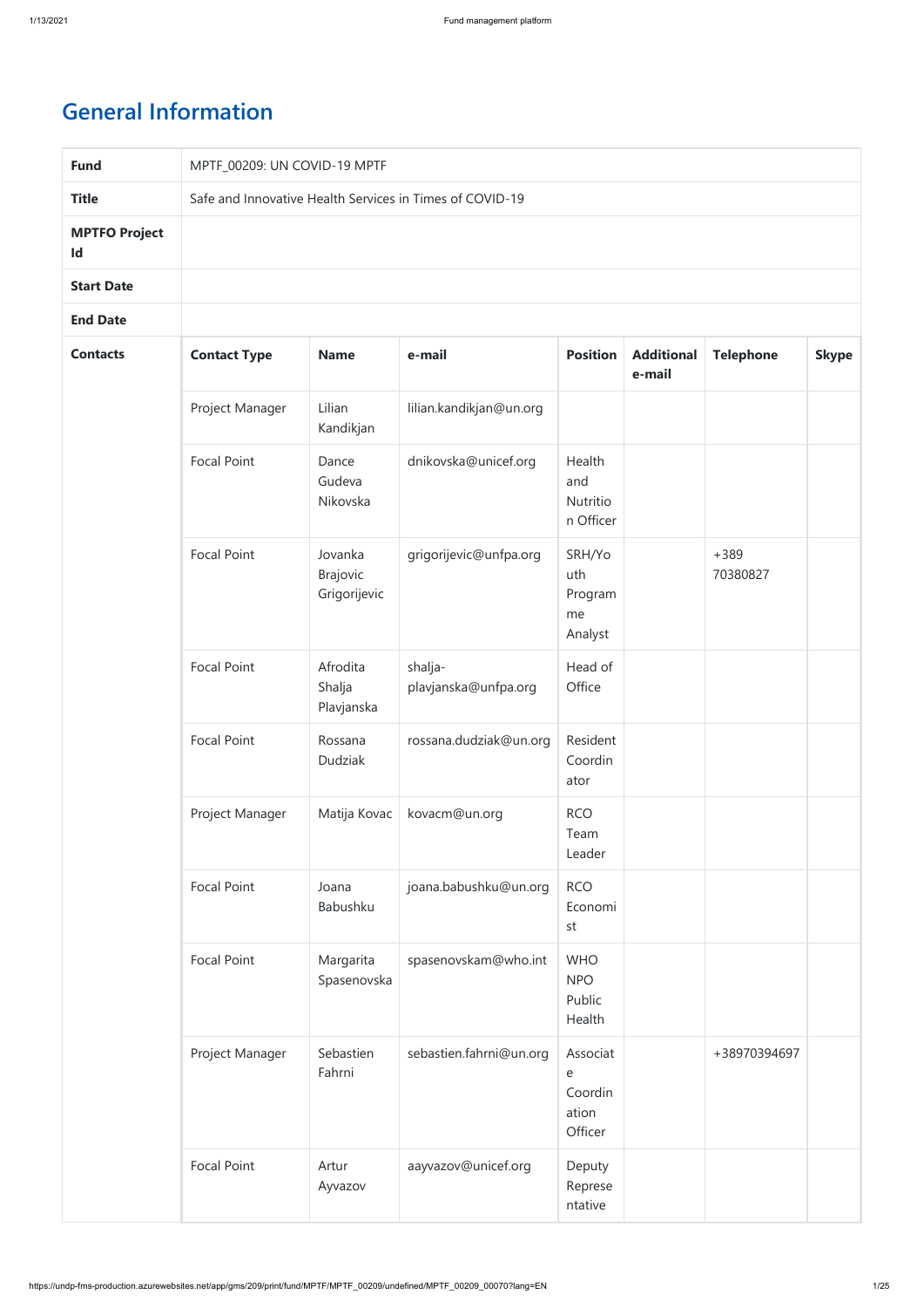# General Information

| | |
|---|---|
| **Fund** | MPTF_00209: UN COVID-19 MPTF |
| **Title** | Safe and Innovative Health Services in Times of COVID-19 |
| **MPTFO Project Id** | |
| **Start Date** | |
| **End Date** | |
| **Contacts** | |

| Contact Type | Name | e-mail | Position | Additional e-mail | Telephone | Skype |
|---|---|---|---|---|---|---|
| Project Manager | Lilian Kandikjan | lilian.kandikjan@un.org | | | | |
| Focal Point | Dance Gudeva Nikovska | dnikovska@unicef.org | Health and Nutrition Officer | | | |
| Focal Point | Jovanka Brajovic Grigorijevic | grigorijevic@unfpa.org | SRH/Youth Programme Analyst | | +389 70380827 | |
| Focal Point | Afrodita Shalja Plavjanska | shalja-plavjanska@unfpa.org | Head of Office | | | |
| Focal Point | Rossana Dudziak | rossana.dudziak@un.org | Resident Coordinator | | | |
| Project Manager | Matija Kovac | kovacm@un.org | RCO Team Leader | | | |
| Focal Point | Joana Babushku | joana.babushku@un.org | RCO Economist | | | |
| Focal Point | Margarita Spasenovska | spasenovskam@who.int | WHO NPO Public Health | | | |
| Project Manager | Sebastien Fahrni | sebastien.fahrni@un.org | Associate Coordination Officer | | +38970394697 | |
| Focal Point | Artur Ayvazov | aayvazov@unicef.org | Deputy Representative | | | |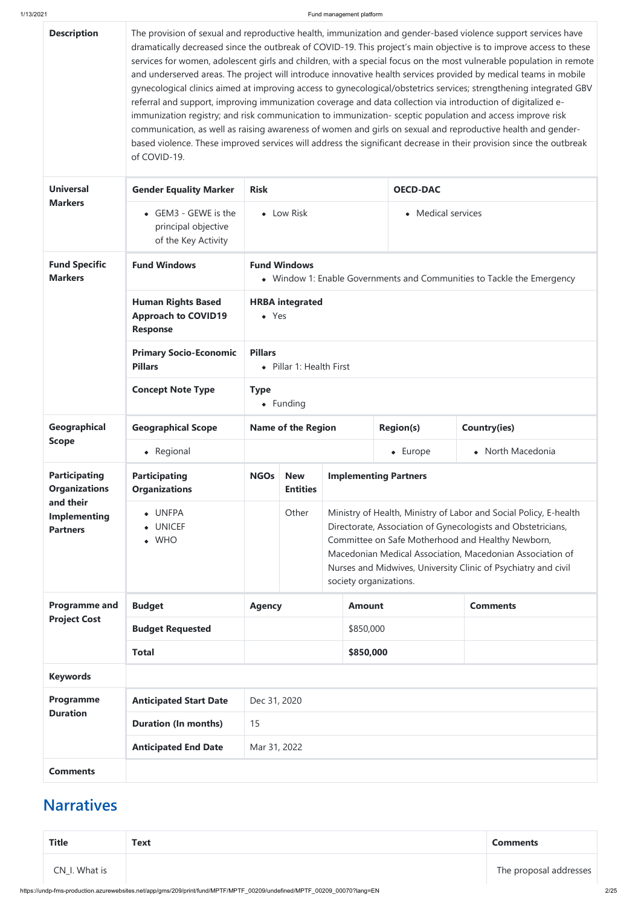| | | | | | | | |
|---|---|---|---|---|---|---|---|
| **Description** | The provision of sexual and reproductive health, immunization and gender-based violence support services have dramatically decreased since the outbreak of COVID-19. This project's main objective is to improve access to these services for women, adolescent girls and children, with a special focus on the most vulnerable population in remote and underserved areas. The project will introduce innovative health services provided by medical teams in mobile gynecological clinics aimed at improving access to gynecological/obstetrics services; strengthening integrated GBV referral and support, improving immunization coverage and data collection via introduction of digitalized e-immunization registry; and risk communication to immunization- sceptic population and access improve risk communication, as well as raising awareness of women and girls on sexual and reproductive health and gender-based violence. These improved services will address the significant decrease in their provision since the outbreak of COVID-19. | | | | | | |
| **Universal Markers** | **Gender Equality Marker** | **Risk** | | | **OECD-DAC** | | |
| | • GEM3 - GEWE is the principal objective of the Key Activity | • Low Risk | | | • Medical services | | |
| **Fund Specific Markers** | **Fund Windows** | **Fund Windows** • Window 1: Enable Governments and Communities to Tackle the Emergency | | | | | |
| | **Human Rights Based Approach to COVID19 Response** | **HRBA integrated** • Yes | | | | | |
| | **Primary Socio-Economic Pillars** | **Pillars** • Pillar 1: Health First | | | | | |
| | **Concept Note Type** | **Type** • Funding | | | | | |
| **Geographical Scope** | **Geographical Scope** | **Name of the Region** | | | **Region(s)** | **Country(ies)** | |
| | • Regional | | | | • Europe | • North Macedonia | |
| **Participating Organizations and their Implementing Partners** | **Participating Organizations** | **NGOs** | **New Entities** | **Implementing Partners** | | | |
| | • UNFPA • UNICEF • WHO | | Other | Ministry of Health, Ministry of Labor and Social Policy, E-health Directorate, Association of Gynecologists and Obstetricians, Committee on Safe Motherhood and Healthy Newborn, Macedonian Medical Association, Macedonian Association of Nurses and Midwives, University Clinic of Psychiatry and civil society organizations. | | | |
| **Programme and Project Cost** | **Budget** | **Agency** | | | **Amount** | **Comments** | |
| | **Budget Requested** | | | | $850,000 | | |
| | **Total** | | | | **$850,000** | | |
| **Keywords** | | | | | | | |
| **Programme Duration** | **Anticipated Start Date** | Dec 31, 2020 | | | | | |
| | **Duration (In months)** | 15 | | | | | |
| | **Anticipated End Date** | Mar 31, 2022 | | | | | |
| **Comments** | | | | | | | |

## Narratives

| Title | Text | Comments |
|---|---|---|
| CN_I. What is | | The proposal addresses |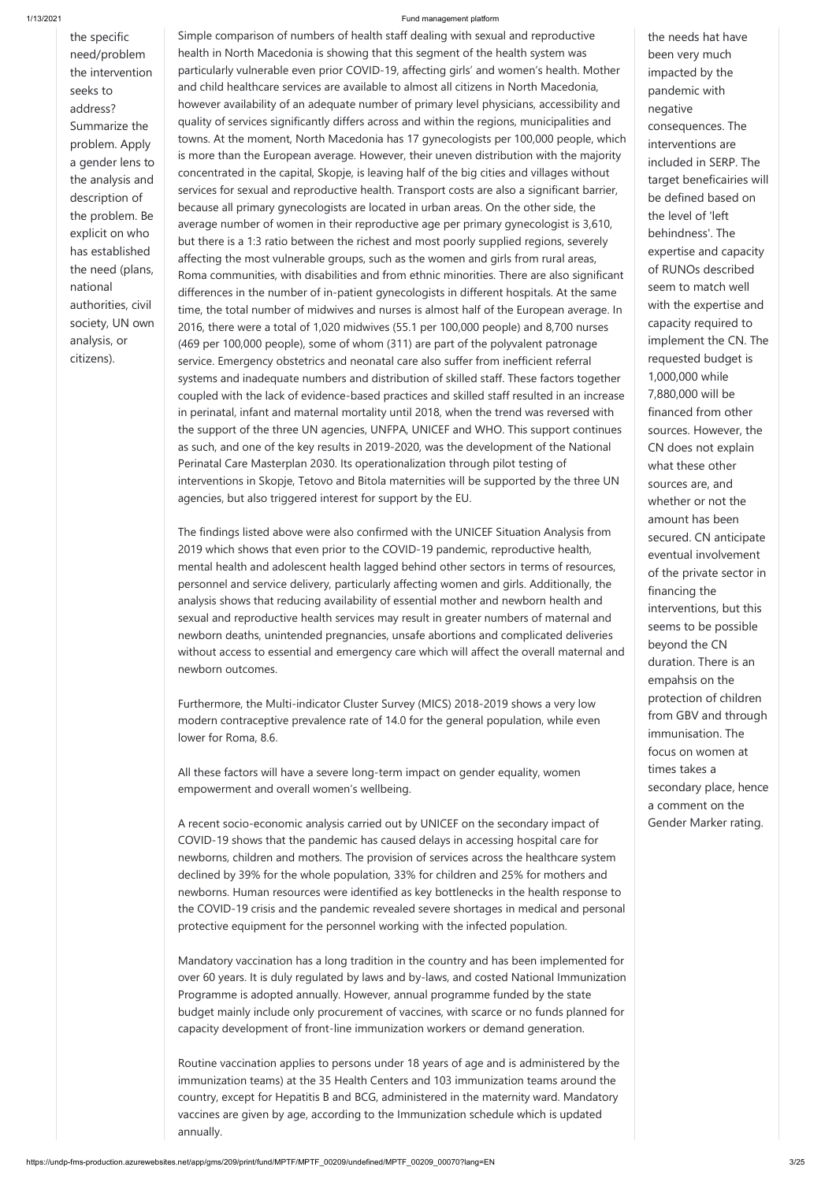| | | |
|---|---|---|
| the specific need/problem the intervention seeks to address? Summarize the problem. Apply a gender lens to the analysis and description of the problem. Be explicit on who has established the need (plans, national authorities, civil society, UN own analysis, or citizens). | Simple comparison of numbers of health staff dealing with sexual and reproductive health in North Macedonia is showing that this segment of the health system was particularly vulnerable even prior COVID-19, affecting girls' and women's health. Mother and child healthcare services are available to almost all citizens in North Macedonia, however availability of an adequate number of primary level physicians, accessibility and quality of services significantly differs across and within the regions, municipalities and towns. At the moment, North Macedonia has 17 gynecologists per 100,000 people, which is more than the European average. However, their uneven distribution with the majority concentrated in the capital, Skopje, is leaving half of the big cities and villages without services for sexual and reproductive health. Transport costs are also a significant barrier, because all primary gynecologists are located in urban areas. On the other side, the average number of women in their reproductive age per primary gynecologist is 3,610, but there is a 1:3 ratio between the richest and most poorly supplied regions, severely affecting the most vulnerable groups, such as the women and girls from rural areas, Roma communities, with disabilities and from ethnic minorities. There are also significant differences in the number of in-patient gynecologists in different hospitals. At the same time, the total number of midwives and nurses is almost half of the European average. In 2016, there were a total of 1,020 midwives (55.1 per 100,000 people) and 8,700 nurses (469 per 100,000 people), some of whom (311) are part of the polyvalent patronage service. Emergency obstetrics and neonatal care also suffer from inefficient referral systems and inadequate numbers and distribution of skilled staff. These factors together coupled with the lack of evidence-based practices and skilled staff resulted in an increase in perinatal, infant and maternal mortality until 2018, when the trend was reversed with the support of the three UN agencies, UNFPA, UNICEF and WHO. This support continues as such, and one of the key results in 2019-2020, was the development of the National Perinatal Care Masterplan 2030. Its operationalization through pilot testing of interventions in Skopje, Tetovo and Bitola maternities will be supported by the three UN agencies, but also triggered interest for support by the EU.<br><br>The findings listed above were also confirmed with the UNICEF Situation Analysis from 2019 which shows that even prior to the COVID-19 pandemic, reproductive health, mental health and adolescent health lagged behind other sectors in terms of resources, personnel and service delivery, particularly affecting women and girls. Additionally, the analysis shows that reducing availability of essential mother and newborn health and sexual and reproductive health services may result in greater numbers of maternal and newborn deaths, unintended pregnancies, unsafe abortions and complicated deliveries without access to essential and emergency care which will affect the overall maternal and newborn outcomes.<br><br>Furthermore, the Multi-indicator Cluster Survey (MICS) 2018-2019 shows a very low modern contraceptive prevalence rate of 14.0 for the general population, while even lower for Roma, 8.6.<br><br>All these factors will have a severe long-term impact on gender equality, women empowerment and overall women's wellbeing.<br><br>A recent socio-economic analysis carried out by UNICEF on the secondary impact of COVID-19 shows that the pandemic has caused delays in accessing hospital care for newborns, children and mothers. The provision of services across the healthcare system declined by 39% for the whole population, 33% for children and 25% for mothers and newborns. Human resources were identified as key bottlenecks in the health response to the COVID-19 crisis and the pandemic revealed severe shortages in medical and personal protective equipment for the personnel working with the infected population.<br><br>Mandatory vaccination has a long tradition in the country and has been implemented for over 60 years. It is duly regulated by laws and by-laws, and costed National Immunization Programme is adopted annually. However, annual programme funded by the state budget mainly include only procurement of vaccines, with scarce or no funds planned for capacity development of front-line immunization workers or demand generation.<br><br>Routine vaccination applies to persons under 18 years of age and is administered by the immunization teams) at the 35 Health Centers and 103 immunization teams around the country, except for Hepatitis B and BCG, administered in the maternity ward. Mandatory vaccines are given by age, according to the Immunization schedule which is updated annually. | the needs hat have been very much impacted by the pandemic with negative consequences. The interventions are included in SERP. The target beneficairies will be defined based on the level of 'left behindness'. The expertise and capacity of RUNOs described seem to match well with the expertise and capacity required to implement the CN. The requested budget is 1,000,000 while 7,880,000 will be financed from other sources. However, the CN does not explain what these other sources are, and whether or not the amount has been secured. CN anticipate eventual involvement of the private sector in financing the interventions, but this seems to be possible beyond the CN duration. There is an empahsis on the protection of children from GBV and through immunisation. The focus on women at times takes a secondary place, hence a comment on the Gender Marker rating. |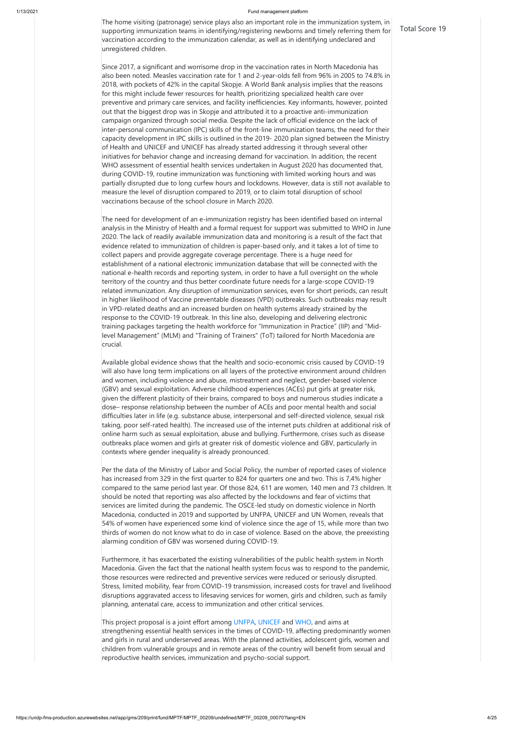The home visiting (patronage) service plays also an important role in the immunization system, in supporting immunization teams in identifying/registering newborns and timely referring them for vaccination according to the immunization calendar, as well as in identifying undeclared and unregistered children.

Total Score 19

Since 2017, a significant and worrisome drop in the vaccination rates in North Macedonia has also been noted. Measles vaccination rate for 1 and 2-year-olds fell from 96% in 2005 to 74.8% in 2018, with pockets of 42% in the capital Skopje. A World Bank analysis implies that the reasons for this might include fewer resources for health, prioritizing specialized health care over preventive and primary care services, and facility inefficiencies. Key informants, however, pointed out that the biggest drop was in Skopje and attributed it to a proactive anti-immunization campaign organized through social media. Despite the lack of official evidence on the lack of inter-personal communication (IPC) skills of the front-line immunization teams, the need for their capacity development in IPC skills is outlined in the 2019- 2020 plan signed between the Ministry of Health and UNICEF and UNICEF has already started addressing it through several other initiatives for behavior change and increasing demand for vaccination. In addition, the recent WHO assessment of essential health services undertaken in August 2020 has documented that, during COVID-19, routine immunization was functioning with limited working hours and was partially disrupted due to long curfew hours and lockdowns. However, data is still not available to measure the level of disruption compared to 2019, or to claim total disruption of school vaccinations because of the school closure in March 2020.

The need for development of an e-immunization registry has been identified based on internal analysis in the Ministry of Health and a formal request for support was submitted to WHO in June 2020. The lack of readily available immunization data and monitoring is a result of the fact that evidence related to immunization of children is paper-based only, and it takes a lot of time to collect papers and provide aggregate coverage percentage. There is a huge need for establishment of a national electronic immunization database that will be connected with the national e-health records and reporting system, in order to have a full oversight on the whole territory of the country and thus better coordinate future needs for a large-scope COVID-19 related immunization. Any disruption of immunization services, even for short periods, can result in higher likelihood of Vaccine preventable diseases (VPD) outbreaks. Such outbreaks may result in VPD-related deaths and an increased burden on health systems already strained by the response to the COVID-19 outbreak. In this line also, developing and delivering electronic training packages targeting the health workforce for "Immunization in Practice" (IIP) and "Mid-level Management" (MLM) and "Training of Trainers" (ToT) tailored for North Macedonia are crucial.

Available global evidence shows that the health and socio-economic crisis caused by COVID-19 will also have long term implications on all layers of the protective environment around children and women, including violence and abuse, mistreatment and neglect, gender-based violence (GBV) and sexual exploitation. Adverse childhood experiences (ACEs) put girls at greater risk, given the different plasticity of their brains, compared to boys and numerous studies indicate a dose– response relationship between the number of ACEs and poor mental health and social difficulties later in life (e.g. substance abuse, interpersonal and self-directed violence, sexual risk taking, poor self-rated health). The increased use of the internet puts children at additional risk of online harm such as sexual exploitation, abuse and bullying. Furthermore, crises such as disease outbreaks place women and girls at greater risk of domestic violence and GBV, particularly in contexts where gender inequality is already pronounced.

Per the data of the Ministry of Labor and Social Policy, the number of reported cases of violence has increased from 329 in the first quarter to 824 for quarters one and two. This is 7,4% higher compared to the same period last year. Of those 824, 611 are women, 140 men and 73 children. It should be noted that reporting was also affected by the lockdowns and fear of victims that services are limited during the pandemic. The OSCE-led study on domestic violence in North Macedonia, conducted in 2019 and supported by UNFPA, UNICEF and UN Women, reveals that 54% of women have experienced some kind of violence since the age of 15, while more than two thirds of women do not know what to do in case of violence. Based on the above, the preexisting alarming condition of GBV was worsened during COVID-19.

Furthermore, it has exacerbated the existing vulnerabilities of the public health system in North Macedonia. Given the fact that the national health system focus was to respond to the pandemic, those resources were redirected and preventive services were reduced or seriously disrupted. Stress, limited mobility, fear from COVID-19 transmission, increased costs for travel and livelihood disruptions aggravated access to lifesaving services for women, girls and children, such as family planning, antenatal care, access to immunization and other critical services.

This project proposal is a joint effort among UNFPA, UNICEF and WHO, and aims at strengthening essential health services in the times of COVID-19, affecting predominantly women and girls in rural and underserved areas. With the planned activities, adolescent girls, women and children from vulnerable groups and in remote areas of the country will benefit from sexual and reproductive health services, immunization and psycho-social support.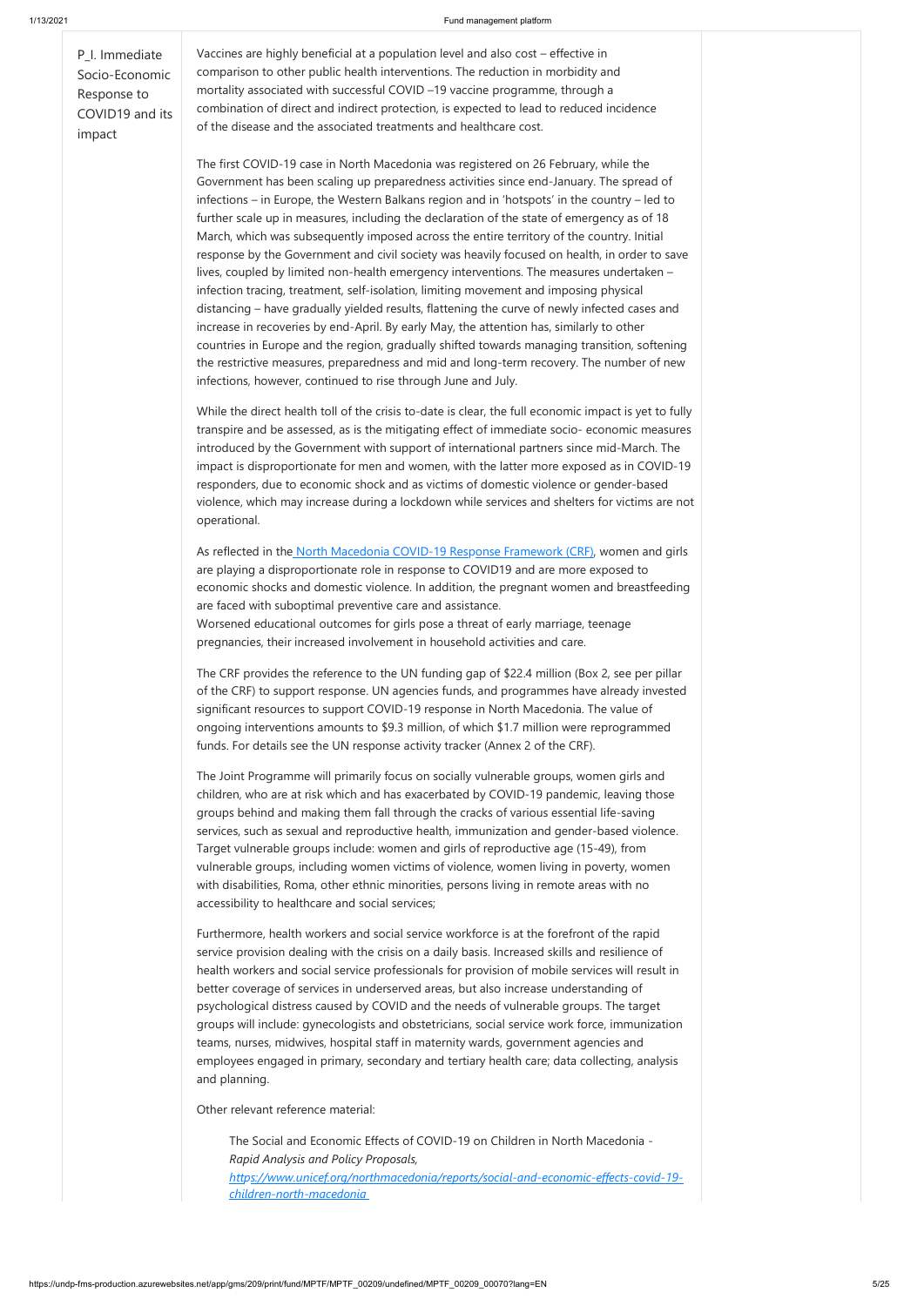| | | |
|---|---|---|
| P_I. Immediate Socio-Economic Response to COVID19 and its impact | Vaccines are highly beneficial at a population level and also cost – effective in comparison to other public health interventions. The reduction in morbidity and mortality associated with successful COVID –19 vaccine programme, through a combination of direct and indirect protection, is expected to lead to reduced incidence of the disease and the associated treatments and healthcare cost.<br><br>The first COVID-19 case in North Macedonia was registered on 26 February, while the Government has been scaling up preparedness activities since end-January. The spread of infections – in Europe, the Western Balkans region and in 'hotspots' in the country – led to further scale up in measures, including the declaration of the state of emergency as of 18 March, which was subsequently imposed across the entire territory of the country. Initial response by the Government and civil society was heavily focused on health, in order to save lives, coupled by limited non-health emergency interventions. The measures undertaken – infection tracing, treatment, self-isolation, limiting movement and imposing physical distancing – have gradually yielded results, flattening the curve of newly infected cases and increase in recoveries by end-April. By early May, the attention has, similarly to other countries in Europe and the region, gradually shifted towards managing transition, softening the restrictive measures, preparedness and mid and long-term recovery. The number of new infections, however, continued to rise through June and July.<br><br>While the direct health toll of the crisis to-date is clear, the full economic impact is yet to fully transpire and be assessed, as is the mitigating effect of immediate socio- economic measures introduced by the Government with support of international partners since mid-March. The impact is disproportionate for men and women, with the latter more exposed as in COVID-19 responders, due to economic shock and as victims of domestic violence or gender-based violence, which may increase during a lockdown while services and shelters for victims are not operational.<br><br>As reflected in the North Macedonia COVID-19 Response Framework (CRF), women and girls are playing a disproportionate role in response to COVID19 and are more exposed to economic shocks and domestic violence. In addition, the pregnant women and breastfeeding are faced with suboptimal preventive care and assistance.<br>Worsened educational outcomes for girls pose a threat of early marriage, teenage pregnancies, their increased involvement in household activities and care.<br><br>The CRF provides the reference to the UN funding gap of $22.4 million (Box 2, see per pillar of the CRF) to support response. UN agencies funds, and programmes have already invested significant resources to support COVID-19 response in North Macedonia. The value of ongoing interventions amounts to $9.3 million, of which $1.7 million were reprogrammed funds. For details see the UN response activity tracker (Annex 2 of the CRF).<br><br>The Joint Programme will primarily focus on socially vulnerable groups, women girls and children, who are at risk which and has exacerbated by COVID-19 pandemic, leaving those groups behind and making them fall through the cracks of various essential life-saving services, such as sexual and reproductive health, immunization and gender-based violence. Target vulnerable groups include: women and girls of reproductive age (15-49), from vulnerable groups, including women victims of violence, women living in poverty, women with disabilities, Roma, other ethnic minorities, persons living in remote areas with no accessibility to healthcare and social services;<br><br>Furthermore, health workers and social service workforce is at the forefront of the rapid service provision dealing with the crisis on a daily basis. Increased skills and resilience of health workers and social service professionals for provision of mobile services will result in better coverage of services in underserved areas, but also increase understanding of psychological distress caused by COVID and the needs of vulnerable groups. The target groups will include: gynecologists and obstetricians, social service work force, immunization teams, nurses, midwives, hospital staff in maternity wards, government agencies and employees engaged in primary, secondary and tertiary health care; data collecting, analysis and planning.<br><br>Other relevant reference material:<br><br>The Social and Economic Effects of COVID-19 on Children in North Macedonia - *Rapid Analysis and Policy Proposals,* *https://www.unicef.org/northmacedonia/reports/social-and-economic-effects-covid-19-children-north-macedonia* | |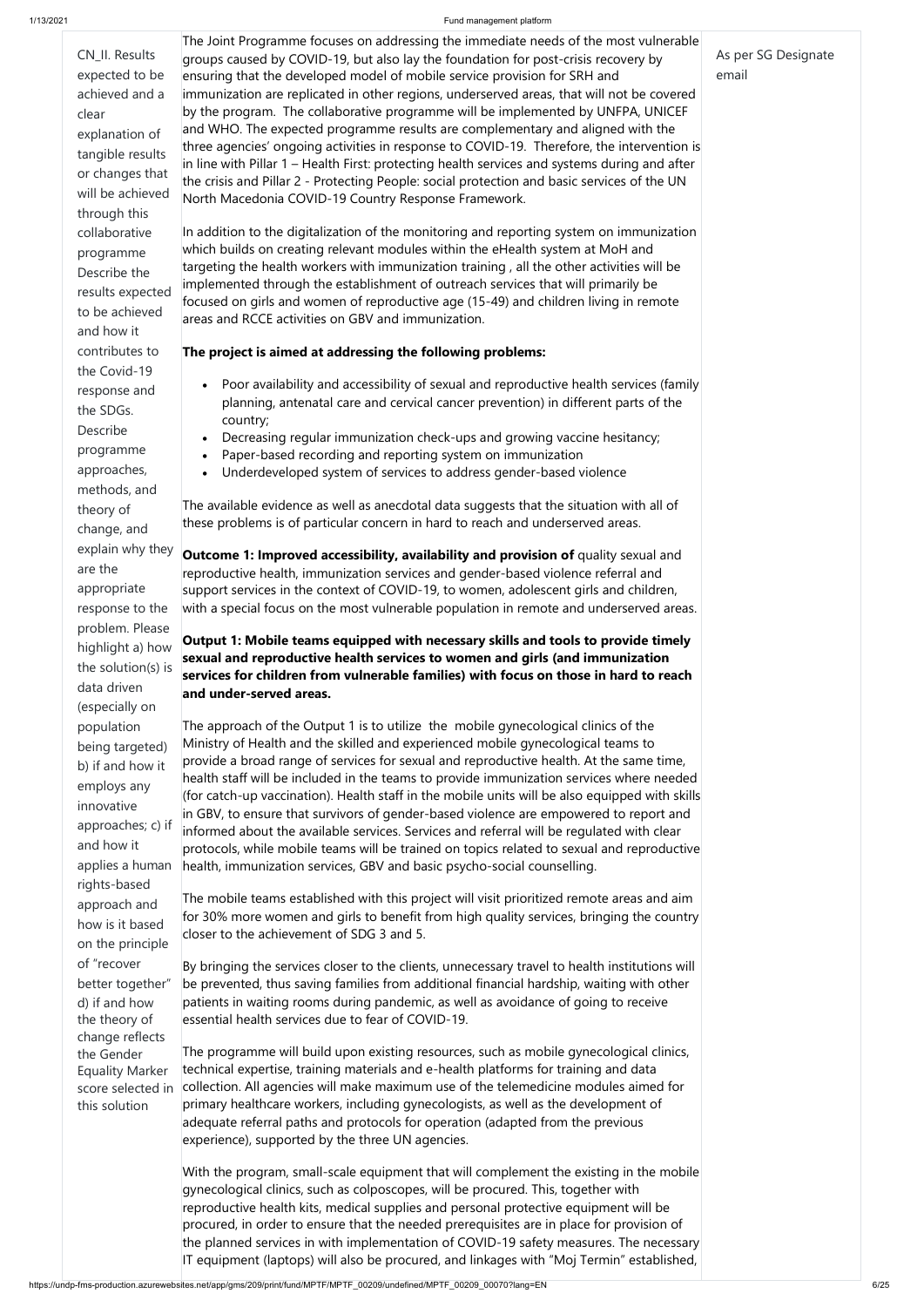| | | |
|---|---|---|
| CN_II. Results expected to be achieved and a clear explanation of tangible results or changes that will be achieved through this collaborative programme Describe the results expected to be achieved and how it contributes to the Covid-19 response and the SDGs. Describe programme approaches, methods, and theory of change, and explain why they are the appropriate response to the problem. Please highlight a) how the solution(s) is data driven (especially on population being targeted) b) if and how it employs any innovative approaches; c) if and how it applies a human rights-based approach and how is it based on the principle of "recover better together" d) if and how the theory of change reflects the Gender Equality Marker score selected in this solution | The Joint Programme focuses on addressing the immediate needs of the most vulnerable groups caused by COVID-19, but also lay the foundation for post-crisis recovery by ensuring that the developed model of mobile service provision for SRH and immunization are replicated in other regions, underserved areas, that will not be covered by the program. The collaborative programme will be implemented by UNFPA, UNICEF and WHO. The expected programme results are complementary and aligned with the three agencies' ongoing activities in response to COVID-19. Therefore, the intervention is in line with Pillar 1 – Health First: protecting health services and systems during and after the crisis and Pillar 2 - Protecting People: social protection and basic services of the UN North Macedonia COVID-19 Country Response Framework.<br><br>In addition to the digitalization of the monitoring and reporting system on immunization which builds on creating relevant modules within the eHealth system at MoH and targeting the health workers with immunization training , all the other activities will be implemented through the establishment of outreach services that will primarily be focused on girls and women of reproductive age (15-49) and children living in remote areas and RCCE activities on GBV and immunization.<br><br>**The project is aimed at addressing the following problems:**<br><br>• Poor availability and accessibility of sexual and reproductive health services (family planning, antenatal care and cervical cancer prevention) in different parts of the country;<br>• Decreasing regular immunization check-ups and growing vaccine hesitancy;<br>• Paper-based recording and reporting system on immunization<br>• Underdeveloped system of services to address gender-based violence<br><br>The available evidence as well as anecdotal data suggests that the situation with all of these problems is of particular concern in hard to reach and underserved areas.<br><br>**Outcome 1: Improved accessibility, availability and provision of** quality sexual and reproductive health, immunization services and gender-based violence referral and support services in the context of COVID-19, to women, adolescent girls and children, with a special focus on the most vulnerable population in remote and underserved areas.<br><br>**Output 1: Mobile teams equipped with necessary skills and tools to provide timely sexual and reproductive health services to women and girls (and immunization services for children from vulnerable families) with focus on those in hard to reach and under-served areas.**<br><br>The approach of the Output 1 is to utilize the mobile gynecological clinics of the Ministry of Health and the skilled and experienced mobile gynecological teams to provide a broad range of services for sexual and reproductive health. At the same time, health staff will be included in the teams to provide immunization services where needed (for catch-up vaccination). Health staff in the mobile units will be also equipped with skills in GBV, to ensure that survivors of gender-based violence are empowered to report and informed about the available services. Services and referral will be regulated with clear protocols, while mobile teams will be trained on topics related to sexual and reproductive health, immunization services, GBV and basic psycho-social counselling.<br><br>The mobile teams established with this project will visit prioritized remote areas and aim for 30% more women and girls to benefit from high quality services, bringing the country closer to the achievement of SDG 3 and 5.<br><br>By bringing the services closer to the clients, unnecessary travel to health institutions will be prevented, thus saving families from additional financial hardship, waiting with other patients in waiting rooms during pandemic, as well as avoidance of going to receive essential health services due to fear of COVID-19.<br><br>The programme will build upon existing resources, such as mobile gynecological clinics, technical expertise, training materials and e-health platforms for training and data collection. All agencies will make maximum use of the telemedicine modules aimed for primary healthcare workers, including gynecologists, as well as the development of adequate referral paths and protocols for operation (adapted from the previous experience), supported by the three UN agencies.<br><br>With the program, small-scale equipment that will complement the existing in the mobile gynecological clinics, such as colposcopes, will be procured. This, together with reproductive health kits, medical supplies and personal protective equipment will be procured, in order to ensure that the needed prerequisites are in place for provision of the planned services in implementation of COVID-19 safety measures. The necessary IT equipment (laptops) will also be procured, and linkages with "Moj Termin" established, | As per SG Designate email |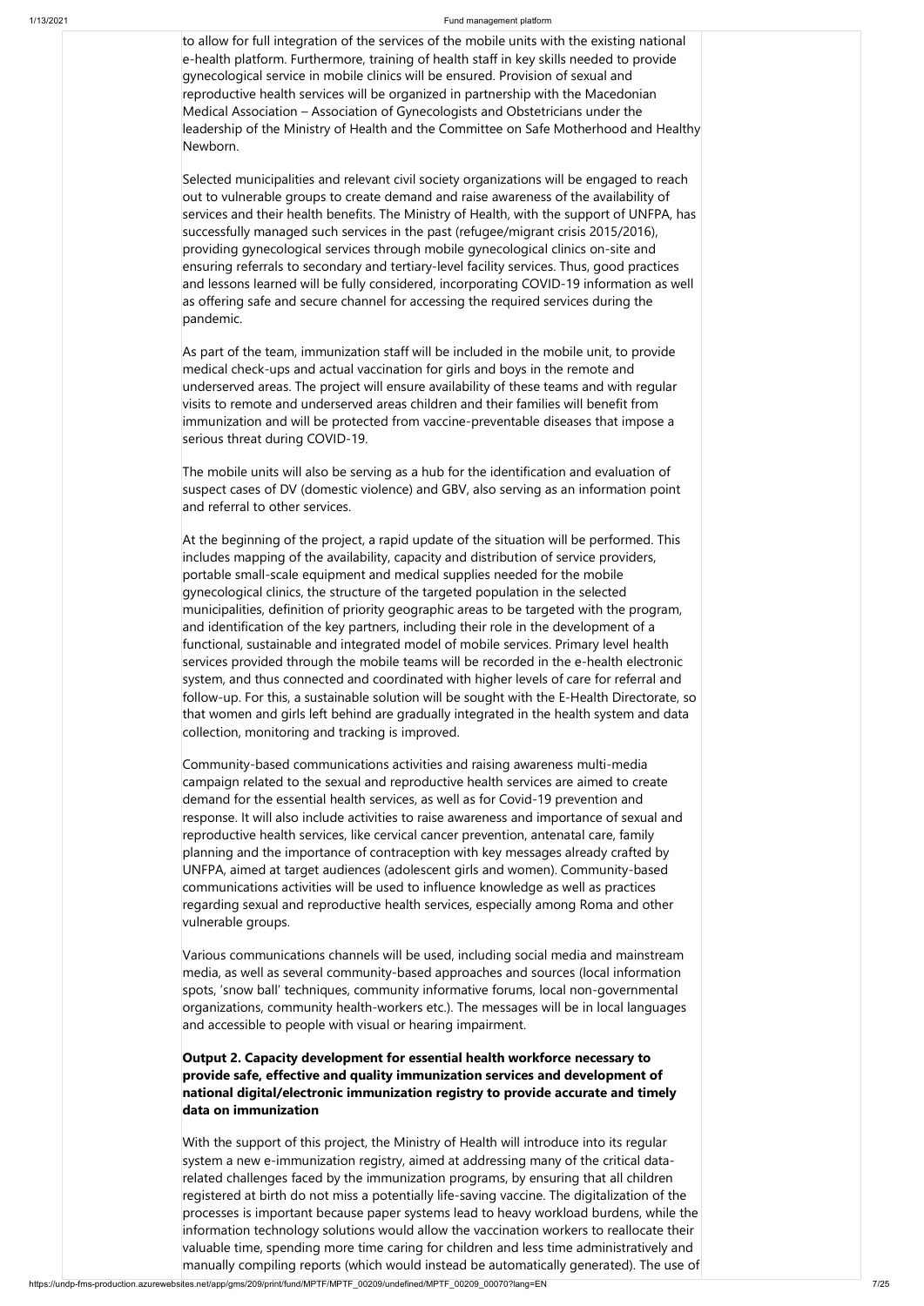to allow for full integration of the services of the mobile units with the existing national e-health platform. Furthermore, training of health staff in key skills needed to provide gynecological service in mobile clinics will be ensured. Provision of sexual and reproductive health services will be organized in partnership with the Macedonian Medical Association – Association of Gynecologists and Obstetricians under the leadership of the Ministry of Health and the Committee on Safe Motherhood and Healthy Newborn.

Selected municipalities and relevant civil society organizations will be engaged to reach out to vulnerable groups to create demand and raise awareness of the availability of services and their health benefits. The Ministry of Health, with the support of UNFPA, has successfully managed such services in the past (refugee/migrant crisis 2015/2016), providing gynecological services through mobile gynecological clinics on-site and ensuring referrals to secondary and tertiary-level facility services. Thus, good practices and lessons learned will be fully considered, incorporating COVID-19 information as well as offering safe and secure channel for accessing the required services during the pandemic.

As part of the team, immunization staff will be included in the mobile unit, to provide medical check-ups and actual vaccination for girls and boys in the remote and underserved areas. The project will ensure availability of these teams and with regular visits to remote and underserved areas children and their families will benefit from immunization and will be protected from vaccine-preventable diseases that impose a serious threat during COVID-19.

The mobile units will also be serving as a hub for the identification and evaluation of suspect cases of DV (domestic violence) and GBV, also serving as an information point and referral to other services.

At the beginning of the project, a rapid update of the situation will be performed. This includes mapping of the availability, capacity and distribution of service providers, portable small-scale equipment and medical supplies needed for the mobile gynecological clinics, the structure of the targeted population in the selected municipalities, definition of priority geographic areas to be targeted with the program, and identification of the key partners, including their role in the development of a functional, sustainable and integrated model of mobile services. Primary level health services provided through the mobile teams will be recorded in the e-health electronic system, and thus connected and coordinated with higher levels of care for referral and follow-up. For this, a sustainable solution will be sought with the E-Health Directorate, so that women and girls left behind are gradually integrated in the health system and data collection, monitoring and tracking is improved.

Community-based communications activities and raising awareness multi-media campaign related to the sexual and reproductive health services are aimed to create demand for the essential health services, as well as for Covid-19 prevention and response. It will also include activities to raise awareness and importance of sexual and reproductive health services, like cervical cancer prevention, antenatal care, family planning and the importance of contraception with key messages already crafted by UNFPA, aimed at target audiences (adolescent girls and women). Community-based communications activities will be used to influence knowledge as well as practices regarding sexual and reproductive health services, especially among Roma and other vulnerable groups.

Various communications channels will be used, including social media and mainstream media, as well as several community-based approaches and sources (local information spots, 'snow ball' techniques, community informative forums, local non-governmental organizations, community health-workers etc.). The messages will be in local languages and accessible to people with visual or hearing impairment.

**Output 2. Capacity development for essential health workforce necessary to provide safe, effective and quality immunization services and development of national digital/electronic immunization registry to provide accurate and timely data on immunization**

With the support of this project, the Ministry of Health will introduce into its regular system a new e-immunization registry, aimed at addressing many of the critical data-related challenges faced by the immunization programs, by ensuring that all children registered at birth do not miss a potentially life-saving vaccine. The digitalization of the processes is important because paper systems lead to heavy workload burdens, while the information technology solutions would allow the vaccination workers to reallocate their valuable time, spending more time caring for children and less time administratively and manually compiling reports (which would instead be automatically generated). The use of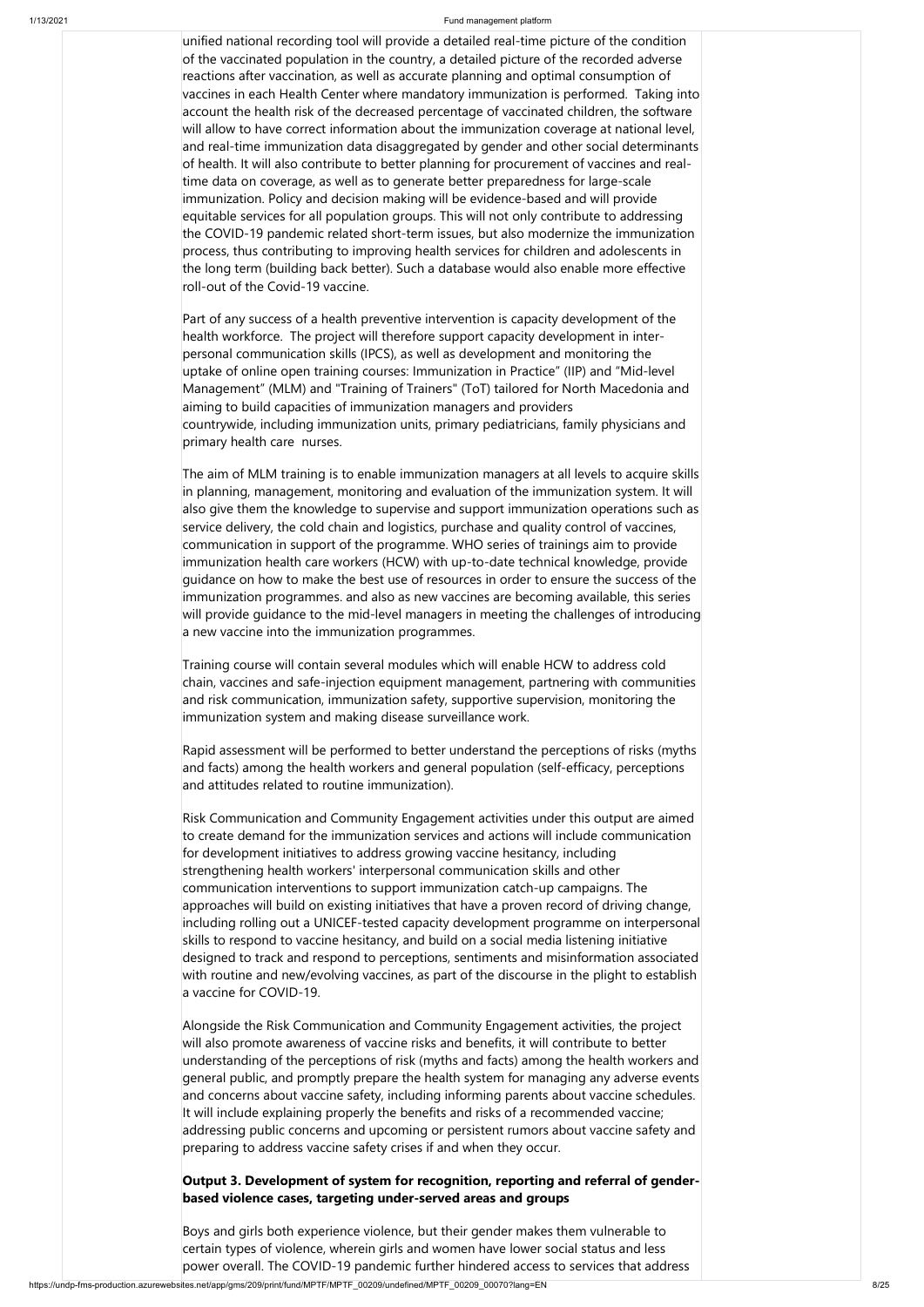unified national recording tool will provide a detailed real-time picture of the condition of the vaccinated population in the country, a detailed picture of the recorded adverse reactions after vaccination, as well as accurate planning and optimal consumption of vaccines in each Health Center where mandatory immunization is performed. Taking into account the health risk of the decreased percentage of vaccinated children, the software will allow to have correct information about the immunization coverage at national level, and real-time immunization data disaggregated by gender and other social determinants of health. It will also contribute to better planning for procurement of vaccines and real-time data on coverage, as well as to generate better preparedness for large-scale immunization. Policy and decision making will be evidence-based and will provide equitable services for all population groups. This will not only contribute to addressing the COVID-19 pandemic related short-term issues, but also modernize the immunization process, thus contributing to improving health services for children and adolescents in the long term (building back better). Such a database would also enable more effective roll-out of the Covid-19 vaccine.

Part of any success of a health preventive intervention is capacity development of the health workforce. The project will therefore support capacity development in inter-personal communication skills (IPCS), as well as development and monitoring the uptake of online open training courses: Immunization in Practice" (IIP) and "Mid-level Management" (MLM) and "Training of Trainers" (ToT) tailored for North Macedonia and aiming to build capacities of immunization managers and providers countrywide, including immunization units, primary pediatricians, family physicians and primary health care nurses.

The aim of MLM training is to enable immunization managers at all levels to acquire skills in planning, management, monitoring and evaluation of the immunization system. It will also give them the knowledge to supervise and support immunization operations such as service delivery, the cold chain and logistics, purchase and quality control of vaccines, communication in support of the programme. WHO series of trainings aim to provide immunization health care workers (HCW) with up-to-date technical knowledge, provide guidance on how to make the best use of resources in order to ensure the success of the immunization programmes. and also as new vaccines are becoming available, this series will provide guidance to the mid-level managers in meeting the challenges of introducing a new vaccine into the immunization programmes.

Training course will contain several modules which will enable HCW to address cold chain, vaccines and safe-injection equipment management, partnering with communities and risk communication, immunization safety, supportive supervision, monitoring the immunization system and making disease surveillance work.

Rapid assessment will be performed to better understand the perceptions of risks (myths and facts) among the health workers and general population (self-efficacy, perceptions and attitudes related to routine immunization).

Risk Communication and Community Engagement activities under this output are aimed to create demand for the immunization services and actions will include communication for development initiatives to address growing vaccine hesitancy, including strengthening health workers' interpersonal communication skills and other communication interventions to support immunization catch-up campaigns. The approaches will build on existing initiatives that have a proven record of driving change, including rolling out a UNICEF-tested capacity development programme on interpersonal skills to respond to vaccine hesitancy, and build on a social media listening initiative designed to track and respond to perceptions, sentiments and misinformation associated with routine and new/evolving vaccines, as part of the discourse in the plight to establish a vaccine for COVID-19.

Alongside the Risk Communication and Community Engagement activities, the project will also promote awareness of vaccine risks and benefits, it will contribute to better understanding of the perceptions of risk (myths and facts) among the health workers and general public, and promptly prepare the health system for managing any adverse events and concerns about vaccine safety, including informing parents about vaccine schedules. It will include explaining properly the benefits and risks of a recommended vaccine; addressing public concerns and upcoming or persistent rumors about vaccine safety and preparing to address vaccine safety crises if and when they occur.

**Output 3. Development of system for recognition, reporting and referral of gender-based violence cases, targeting under-served areas and groups**

Boys and girls both experience violence, but their gender makes them vulnerable to certain types of violence, wherein girls and women have lower social status and less power overall. The COVID-19 pandemic further hindered access to services that address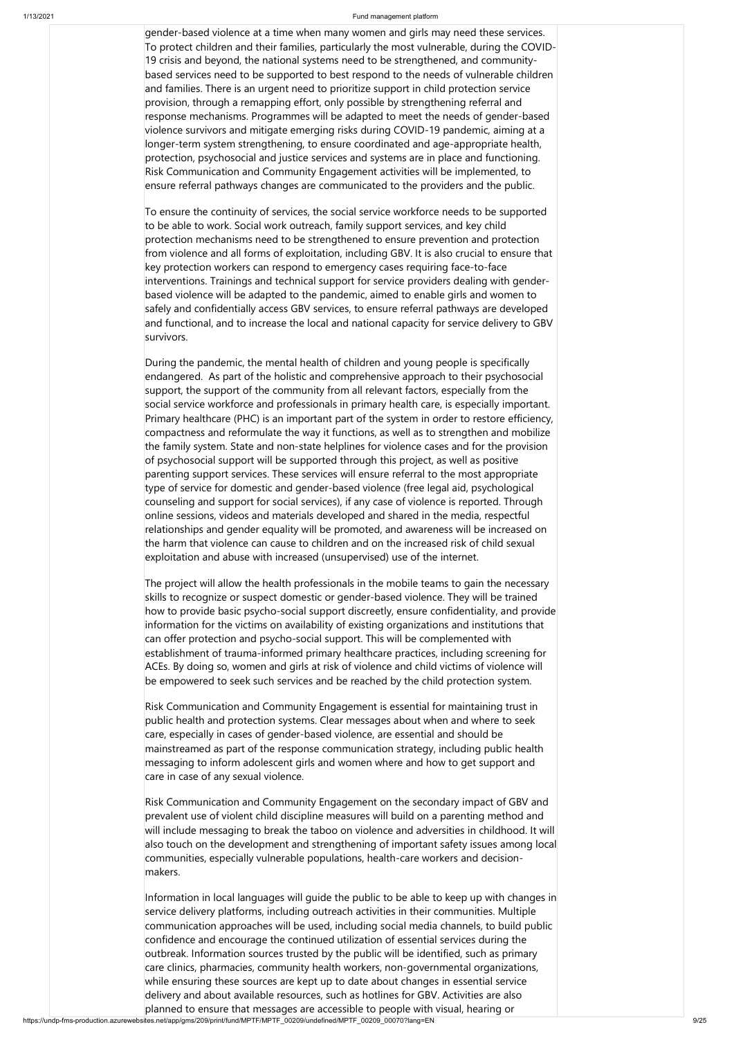gender-based violence at a time when many women and girls may need these services. To protect children and their families, particularly the most vulnerable, during the COVID-19 crisis and beyond, the national systems need to be strengthened, and community-based services need to be supported to best respond to the needs of vulnerable children and families. There is an urgent need to prioritize support in child protection service provision, through a remapping effort, only possible by strengthening referral and response mechanisms. Programmes will be adapted to meet the needs of gender-based violence survivors and mitigate emerging risks during COVID-19 pandemic, aiming at a longer-term system strengthening, to ensure coordinated and age-appropriate health, protection, psychosocial and justice services and systems are in place and functioning. Risk Communication and Community Engagement activities will be implemented, to ensure referral pathways changes are communicated to the providers and the public.

To ensure the continuity of services, the social service workforce needs to be supported to be able to work. Social work outreach, family support services, and key child protection mechanisms need to be strengthened to ensure prevention and protection from violence and all forms of exploitation, including GBV. It is also crucial to ensure that key protection workers can respond to emergency cases requiring face-to-face interventions. Trainings and technical support for service providers dealing with gender-based violence will be adapted to the pandemic, aimed to enable girls and women to safely and confidentially access GBV services, to ensure referral pathways are developed and functional, and to increase the local and national capacity for service delivery to GBV survivors.

During the pandemic, the mental health of children and young people is specifically endangered. As part of the holistic and comprehensive approach to their psychosocial support, the support of the community from all relevant factors, especially from the social service workforce and professionals in primary health care, is especially important. Primary healthcare (PHC) is an important part of the system in order to restore efficiency, compactness and reformulate the way it functions, as well as to strengthen and mobilize the family system. State and non-state helplines for violence cases and for the provision of psychosocial support will be supported through this project, as well as positive parenting support services. These services will ensure referral to the most appropriate type of service for domestic and gender-based violence (free legal aid, psychological counseling and support for social services), if any case of violence is reported. Through online sessions, videos and materials developed and shared in the media, respectful relationships and gender equality will be promoted, and awareness will be increased on the harm that violence can cause to children and on the increased risk of child sexual exploitation and abuse with increased (unsupervised) use of the internet.

The project will allow the health professionals in the mobile teams to gain the necessary skills to recognize or suspect domestic or gender-based violence. They will be trained how to provide basic psycho-social support discreetly, ensure confidentiality, and provide information for the victims on availability of existing organizations and institutions that can offer protection and psycho-social support. This will be complemented with establishment of trauma-informed primary healthcare practices, including screening for ACEs. By doing so, women and girls at risk of violence and child victims of violence will be empowered to seek such services and be reached by the child protection system.

Risk Communication and Community Engagement is essential for maintaining trust in public health and protection systems. Clear messages about when and where to seek care, especially in cases of gender-based violence, are essential and should be mainstreamed as part of the response communication strategy, including public health messaging to inform adolescent girls and women where and how to get support and care in case of any sexual violence.

Risk Communication and Community Engagement on the secondary impact of GBV and prevalent use of violent child discipline measures will build on a parenting method and will include messaging to break the taboo on violence and adversities in childhood. It will also touch on the development and strengthening of important safety issues among local communities, especially vulnerable populations, health-care workers and decision-makers.

Information in local languages will guide the public to be able to keep up with changes in service delivery platforms, including outreach activities in their communities. Multiple communication approaches will be used, including social media channels, to build public confidence and encourage the continued utilization of essential services during the outbreak. Information sources trusted by the public will be identified, such as primary care clinics, pharmacies, community health workers, non-governmental organizations, while ensuring these sources are kept up to date about changes in essential service delivery and about available resources, such as hotlines for GBV. Activities are also planned to ensure that messages are accessible to people with visual, hearing or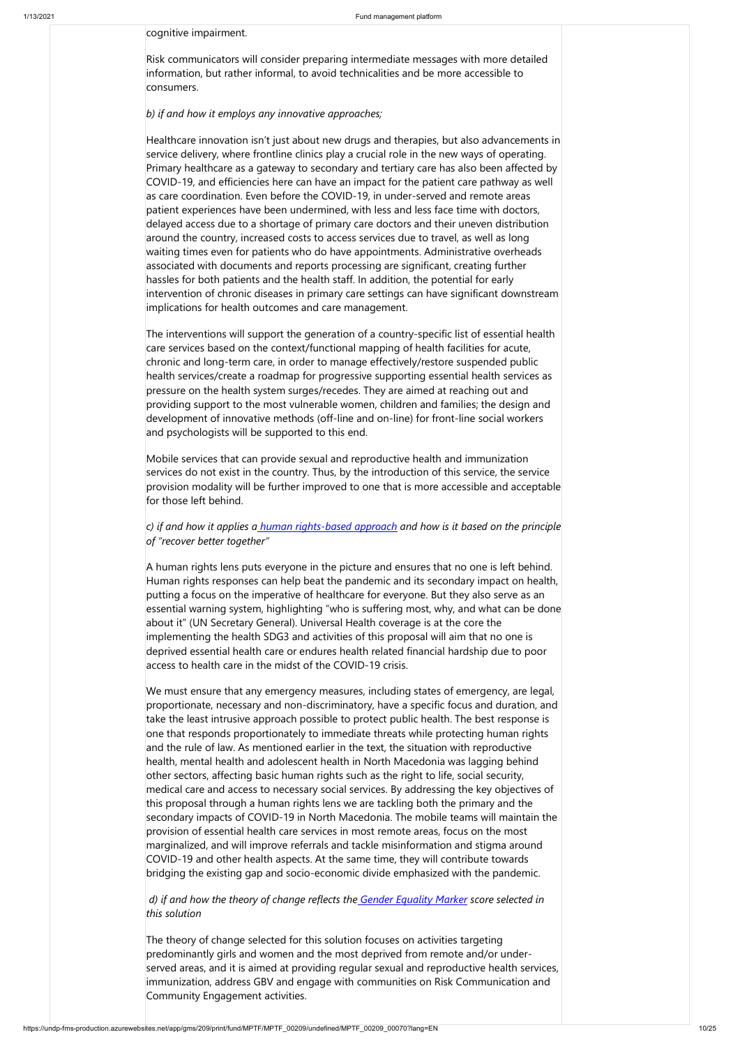cognitive impairment.

Risk communicators will consider preparing intermediate messages with more detailed information, but rather informal, to avoid technicalities and be more accessible to consumers.

*b) if and how it employs any innovative approaches;*

Healthcare innovation isn't just about new drugs and therapies, but also advancements in service delivery, where frontline clinics play a crucial role in the new ways of operating. Primary healthcare as a gateway to secondary and tertiary care has also been affected by COVID-19, and efficiencies here can have an impact for the patient care pathway as well as care coordination. Even before the COVID-19, in under-served and remote areas patient experiences have been undermined, with less and less face time with doctors, delayed access due to a shortage of primary care doctors and their uneven distribution around the country, increased costs to access services due to travel, as well as long waiting times even for patients who do have appointments. Administrative overheads associated with documents and reports processing are significant, creating further hassles for both patients and the health staff. In addition, the potential for early intervention of chronic diseases in primary care settings can have significant downstream implications for health outcomes and care management.

The interventions will support the generation of a country-specific list of essential health care services based on the context/functional mapping of health facilities for acute, chronic and long-term care, in order to manage effectively/restore suspended public health services/create a roadmap for progressive supporting essential health services as pressure on the health system surges/recedes. They are aimed at reaching out and providing support to the most vulnerable women, children and families; the design and development of innovative methods (off-line and on-line) for front-line social workers and psychologists will be supported to this end.

Mobile services that can provide sexual and reproductive health and immunization services do not exist in the country. Thus, by the introduction of this service, the service provision modality will be further improved to one that is more accessible and acceptable for those left behind.

*c) if and how it applies a human rights-based approach and how is it based on the principle of "recover better together"*

A human rights lens puts everyone in the picture and ensures that no one is left behind. Human rights responses can help beat the pandemic and its secondary impact on health, putting a focus on the imperative of healthcare for everyone. But they also serve as an essential warning system, highlighting "who is suffering most, why, and what can be done about it" (UN Secretary General). Universal Health coverage is at the core the implementing the health SDG3 and activities of this proposal will aim that no one is deprived essential health care or endures health related financial hardship due to poor access to health care in the midst of the COVID-19 crisis.

We must ensure that any emergency measures, including states of emergency, are legal, proportionate, necessary and non-discriminatory, have a specific focus and duration, and take the least intrusive approach possible to protect public health. The best response is one that responds proportionately to immediate threats while protecting human rights and the rule of law. As mentioned earlier in the text, the situation with reproductive health, mental health and adolescent health in North Macedonia was lagging behind other sectors, affecting basic human rights such as the right to life, social security, medical care and access to necessary social services. By addressing the key objectives of this proposal through a human rights lens we are tackling both the primary and the secondary impacts of COVID-19 in North Macedonia. The mobile teams will maintain the provision of essential health care services in most remote areas, focus on the most marginalized, and will improve referrals and tackle misinformation and stigma around COVID-19 and other health aspects. At the same time, they will contribute towards bridging the existing gap and socio-economic divide emphasized with the pandemic.

*d) if and how the theory of change reflects the Gender Equality Marker score selected in this solution*

The theory of change selected for this solution focuses on activities targeting predominantly girls and women and the most deprived from remote and/or under-served areas, and it is aimed at providing regular sexual and reproductive health services, immunization, address GBV and engage with communities on Risk Communication and Community Engagement activities.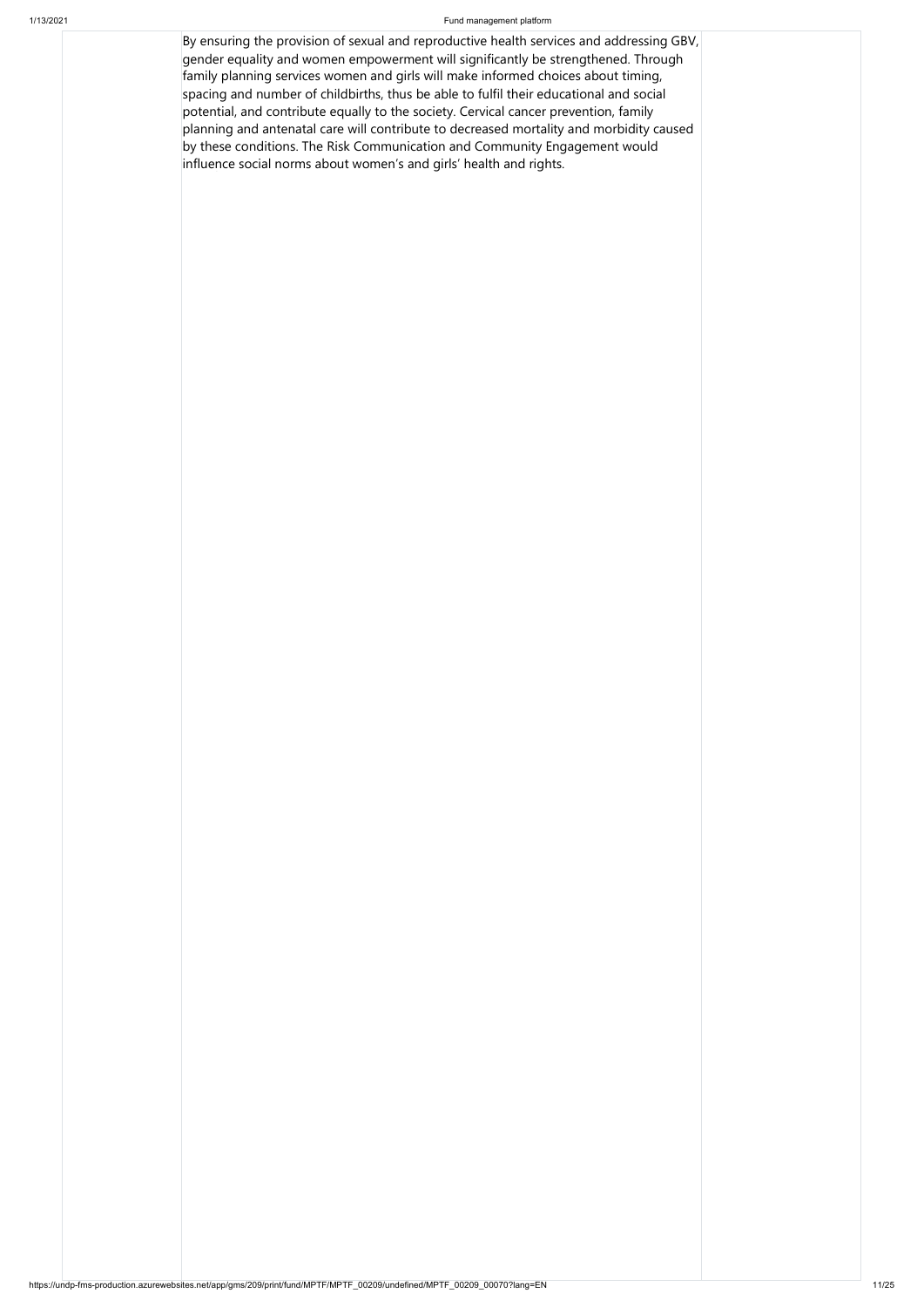By ensuring the provision of sexual and reproductive health services and addressing GBV, gender equality and women empowerment will significantly be strengthened. Through family planning services women and girls will make informed choices about timing, spacing and number of childbirths, thus be able to fulfil their educational and social potential, and contribute equally to the society. Cervical cancer prevention, family planning and antenatal care will contribute to decreased mortality and morbidity caused by these conditions. The Risk Communication and Community Engagement would influence social norms about women's and girls' health and rights.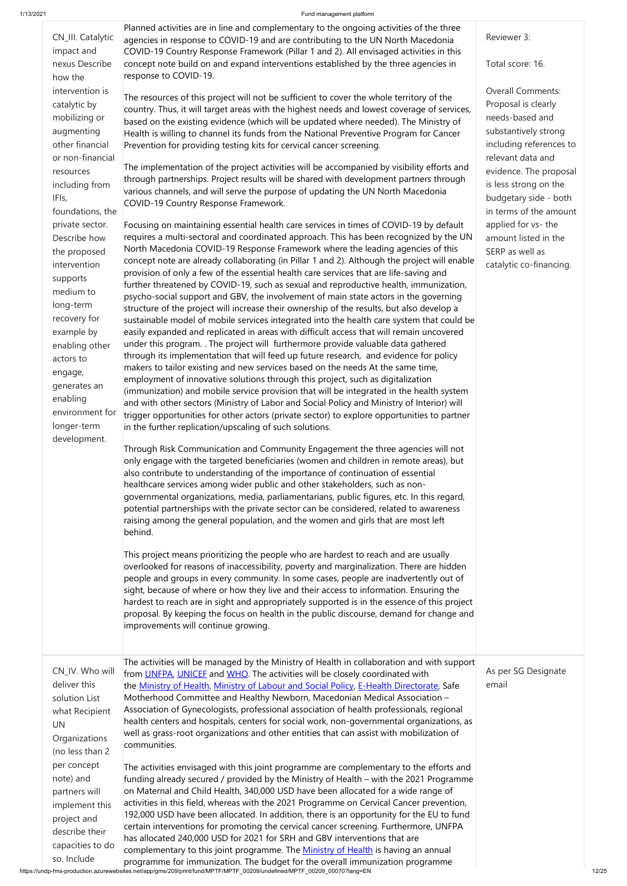| | | |
|---|---|---|
| CN_III. Catalytic impact and nexus Describe how the intervention is catalytic by mobilizing or augmenting other financial or non-financial resources including from IFIs, foundations, the private sector. Describe how the proposed intervention supports medium to long-term recovery for example by enabling other actors to engage, generates an enabling environment for longer-term development. | Planned activities are in line and complementary to the ongoing activities of the three agencies in response to COVID-19 and are contributing to the UN North Macedonia COVID-19 Country Response Framework (Pillar 1 and 2). All envisaged activities in this concept note build on and expand interventions established by the three agencies in response to COVID-19.<br><br>The resources of this project will not be sufficient to cover the whole territory of the country. Thus, it will target areas with the highest needs and lowest coverage of services, based on the existing evidence (which will be updated where needed). The Ministry of Health is willing to channel its funds from the National Preventive Program for Cancer Prevention for providing testing kits for cervical cancer screening.<br><br>The implementation of the project activities will be accompanied by visibility efforts and through partnerships. Project results will be shared with development partners through various channels, and will serve the purpose of updating the UN North Macedonia COVID-19 Country Response Framework.<br><br>Focusing on maintaining essential health care services in times of COVID-19 by default requires a multi-sectoral and coordinated approach. This has been recognized by the UN North Macedonia COVID-19 Response Framework where the leading agencies of this concept note are already collaborating (in Pillar 1 and 2). Although the project will enable provision of only a few of the essential health care services that are life-saving and further threatened by COVID-19, such as sexual and reproductive health, immunization, psycho-social support and GBV, the involvement of main state actors in the governing structure of the project will increase their ownership of the results, but also develop a sustainable model of mobile services integrated into the health care system that could be easily expanded and replicated in areas with difficult access that will remain uncovered under this program. . The project will furthermore provide valuable data gathered through its implementation that will feed up future research, and evidence for policy makers to tailor existing and new services based on the needs At the same time, employment of innovative solutions through this project, such as digitalization (immunization) and mobile service provision that will be integrated in the health system and with other sectors (Ministry of Labor and Social Policy and Ministry of Interior) will trigger opportunities for other actors (private sector) to explore opportunities to partner in the further replication/upscaling of such solutions.<br><br>Through Risk Communication and Community Engagement the three agencies will not only engage with the targeted beneficiaries (women and children in remote areas), but also contribute to understanding of the importance of continuation of essential healthcare services among wider public and other stakeholders, such as non-governmental organizations, media, parliamentarians, public figures, etc. In this regard, potential partnerships with the private sector can be considered, related to awareness raising among the general population, and the women and girls that are most left behind.<br><br>This project means prioritizing the people who are hardest to reach and are usually overlooked for reasons of inaccessibility, poverty and marginalization. There are hidden people and groups in every community. In some cases, people are inadvertently out of sight, because of where or how they live and their access to information. Ensuring the hardest to reach are in sight and appropriately supported is in the essence of this project proposal. By keeping the focus on health in the public discourse, demand for change and improvements will continue growing. | Reviewer 3:<br><br>Total score: 16.<br><br>Overall Comments: Proposal is clearly needs-based and substantively strong including references to relevant data and evidence. The proposal is less strong on the budgetary side - both in terms of the amount applied for vs- the amount listed in the SERP as well as catalytic co-financing. |
| CN_IV. Who will deliver this solution List what Recipient UN Organizations (no less than 2 per concept note) and partners will implement this project and describe their capacities to do so. Include | The activities will be managed by the Ministry of Health in collaboration and with support from UNFPA, UNICEF and WHO. The activities will be closely coordinated with the Ministry of Health, Ministry of Labour and Social Policy, E-Health Directorate, Safe Motherhood Committee and Healthy Newborn, Macedonian Medical Association – Association of Gynecologists, professional association of health professionals, regional health centers and hospitals, centers for social work, non-governmental organizations, as well as grass-root organizations and other entities that can assist with mobilization of communities.<br><br>The activities envisaged with this joint programme are complementary to the efforts and funding already secured / provided by the Ministry of Health – with the 2021 Programme on Maternal and Child Health, 340,000 USD have been allocated for a wide range of activities in this field, whereas with the 2021 Programme on Cervical Cancer prevention, 192,000 USD have been allocated. In addition, there is an opportunity for the EU to fund certain interventions for promoting the cervical cancer screening. Furthermore, UNFPA has allocated 240,000 USD for 2021 for SRH and GBV interventions that are complementary to this joint programme. The Ministry of Health is having an annual programme for immunization. The budget for the overall immunization programme | As per SG Designate email |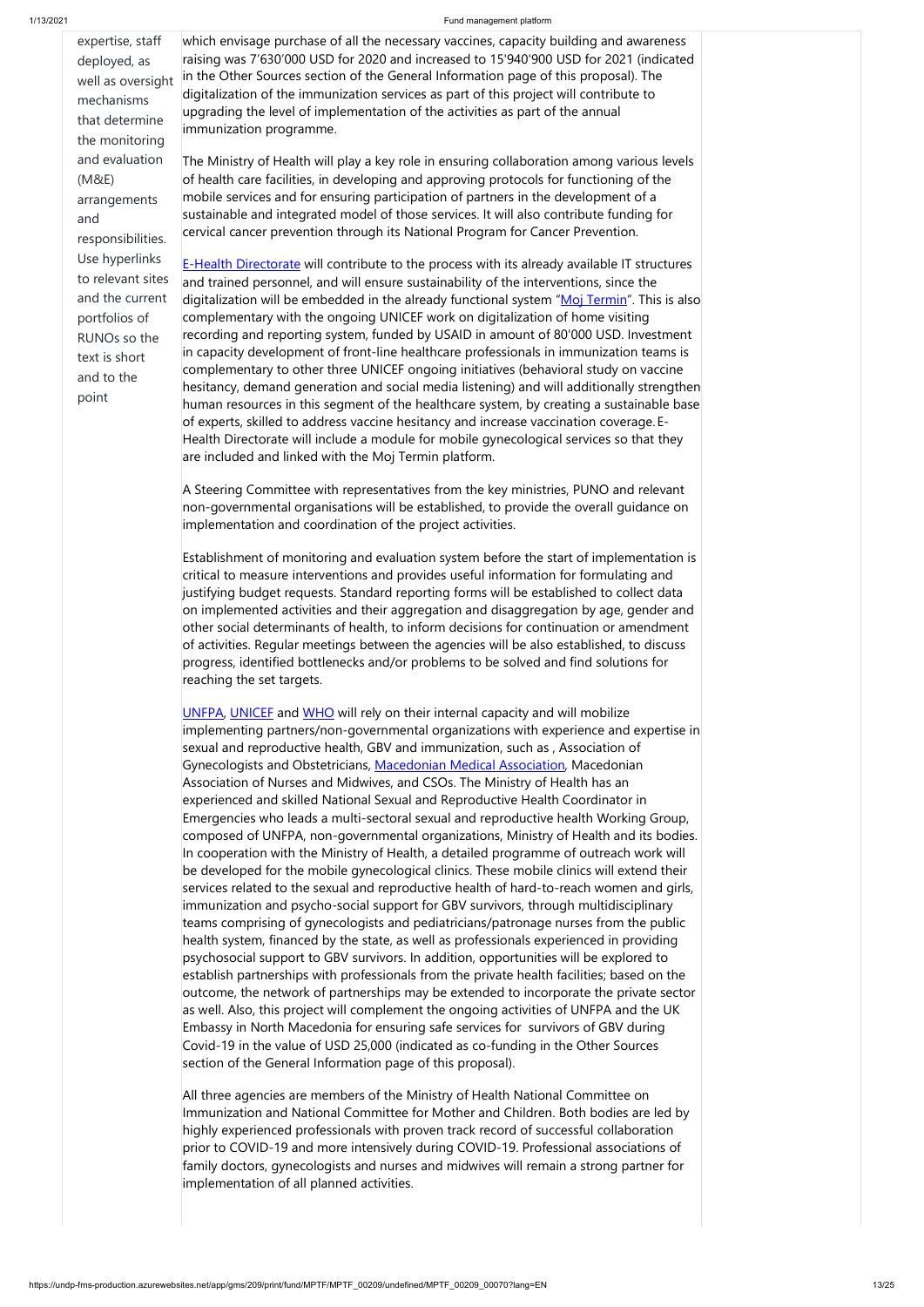| expertise, staff deployed, as well as oversight mechanisms that determine the monitoring and evaluation (M&E) arrangements and responsibilities. Use hyperlinks to relevant sites and the current portfolios of RUNOs so the text is short and to the point | which envisage purchase of all the necessary vaccines, capacity building and awareness raising was 7'630'000 USD for 2020 and increased to 15'940'900 USD for 2021 (indicated in the Other Sources section of the General Information page of this proposal). The digitalization of the immunization services as part of this project will contribute to upgrading the level of implementation of the activities as part of the annual immunization programme.<br><br>The Ministry of Health will play a key role in ensuring collaboration among various levels of health care facilities, in developing and approving protocols for functioning of the mobile services and for ensuring participation of partners in the development of a sustainable and integrated model of those services. It will also contribute funding for cervical cancer prevention through its National Program for Cancer Prevention.<br><br>E-Health Directorate will contribute to the process with its already available IT structures and trained personnel, and will ensure sustainability of the interventions, since the digitalization will be embedded in the already functional system "Moj Termin". This is also complementary with the ongoing UNICEF work on digitalization of home visiting recording and reporting system, funded by USAID in amount of 80'000 USD. Investment in capacity development of front-line healthcare professionals in immunization teams is complementary to other three UNICEF ongoing initiatives (behavioral study on vaccine hesitancy, demand generation and social media listening) and will additionally strengthen human resources in this segment of the healthcare system, by creating a sustainable base of experts, skilled to address vaccine hesitancy and increase vaccination coverage. E-Health Directorate will include a module for mobile gynecological services so that they are included and linked with the Moj Termin platform.<br><br>A Steering Committee with representatives from the key ministries, PUNO and relevant non-governmental organisations will be established, to provide the overall guidance on implementation and coordination of the project activities.<br><br>Establishment of monitoring and evaluation system before the start of implementation is critical to measure interventions and provides useful information for formulating and justifying budget requests. Standard reporting forms will be established to collect data on implemented activities and their aggregation and disaggregation by age, gender and other social determinants of health, to inform decisions for continuation or amendment of activities. Regular meetings between the agencies will be also established, to discuss progress, identified bottlenecks and/or problems to be solved and find solutions for reaching the set targets.<br><br>UNFPA, UNICEF and WHO will rely on their internal capacity and will mobilize implementing partners/non-governmental organizations with experience and expertise in sexual and reproductive health, GBV and immunization, such as , Association of Gynecologists and Obstetricians, Macedonian Medical Association, Macedonian Association of Nurses and Midwives, and CSOs. The Ministry of Health has an experienced and skilled National Sexual and Reproductive Health Coordinator in Emergencies who leads a multi-sectoral sexual and reproductive health Working Group, composed of UNFPA, non-governmental organizations, Ministry of Health and its bodies. In cooperation with the Ministry of Health, a detailed programme of outreach work will be developed for the mobile gynecological clinics. These mobile clinics will extend their services related to the sexual and reproductive health of hard-to-reach women and girls, immunization and psycho-social support for GBV survivors, through multidisciplinary teams comprising of gynecologists and pediatricians/patronage nurses from the public health system, financed by the state, as well as professionals experienced in providing psychosocial support to GBV survivors. In addition, opportunities will be explored to establish partnerships with professionals from the private health facilities; based on the outcome, the network of partnerships may be extended to incorporate the private sector as well. Also, this project will complement the ongoing activities of UNFPA and the UK Embassy in North Macedonia for ensuring safe services for survivors of GBV during Covid-19 in the value of USD 25,000 (indicated as co-funding in the Other Sources section of the General Information page of this proposal).<br><br>All three agencies are members of the Ministry of Health National Committee on Immunization and National Committee for Mother and Children. Both bodies are led by highly experienced professionals with proven track record of successful collaboration prior to COVID-19 and more intensively during COVID-19. Professional associations of family doctors, gynecologists and nurses and midwives will remain a strong partner for implementation of all planned activities. | |
|---|---|---|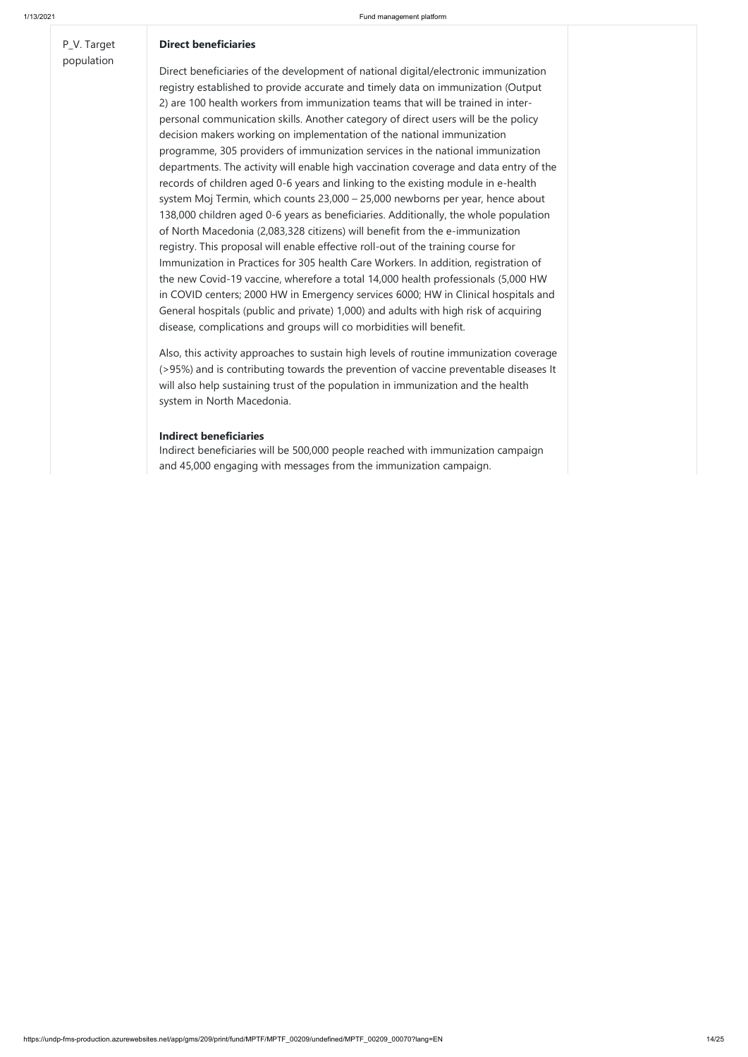| P_V. Target population | **Direct beneficiaries**<br><br>Direct beneficiaries of the development of national digital/electronic immunization registry established to provide accurate and timely data on immunization (Output 2) are 100 health workers from immunization teams that will be trained in inter-personal communication skills. Another category of direct users will be the policy decision makers working on implementation of the national immunization programme, 305 providers of immunization services in the national immunization departments. The activity will enable high vaccination coverage and data entry of the records of children aged 0-6 years and linking to the existing module in e-health system Moj Termin, which counts 23,000 – 25,000 newborns per year, hence about 138,000 children aged 0-6 years as beneficiaries. Additionally, the whole population of North Macedonia (2,083,328 citizens) will benefit from the e-immunization registry. This proposal will enable effective roll-out of the training course for Immunization in Practices for 305 health Care Workers. In addition, registration of the new Covid-19 vaccine, wherefore a total 14,000 health professionals (5,000 HW in COVID centers; 2000 HW in Emergency services 6000; HW in Clinical hospitals and General hospitals (public and private) 1,000) and adults with high risk of acquiring disease, complications and groups will co morbidities will benefit.<br><br>Also, this activity approaches to sustain high levels of routine immunization coverage (>95%) and is contributing towards the prevention of vaccine preventable diseases It will also help sustaining trust of the population in immunization and the health system in North Macedonia.<br><br>**Indirect beneficiaries**<br>Indirect beneficiaries will be 500,000 people reached with immunization campaign and 45,000 engaging with messages from the immunization campaign. | |
|---|---|---|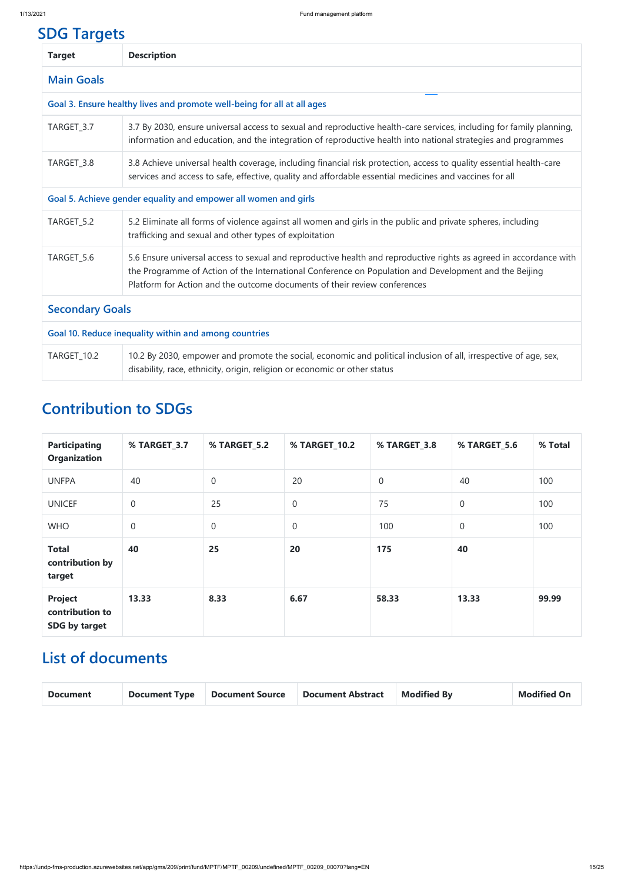## SDG Targets

| Target | Description |
| --- | --- |
| **Main Goals** | |
| **Goal 3. Ensure healthy lives and promote well-being for all at all ages** | |
| TARGET_3.7 | 3.7 By 2030, ensure universal access to sexual and reproductive health-care services, including for family planning, information and education, and the integration of reproductive health into national strategies and programmes |
| TARGET_3.8 | 3.8 Achieve universal health coverage, including financial risk protection, access to quality essential health-care services and access to safe, effective, quality and affordable essential medicines and vaccines for all |
| **Goal 5. Achieve gender equality and empower all women and girls** | |
| TARGET_5.2 | 5.2 Eliminate all forms of violence against all women and girls in the public and private spheres, including trafficking and sexual and other types of exploitation |
| TARGET_5.6 | 5.6 Ensure universal access to sexual and reproductive health and reproductive rights as agreed in accordance with the Programme of Action of the International Conference on Population and Development and the Beijing Platform for Action and the outcome documents of their review conferences |
| **Secondary Goals** | |
| **Goal 10. Reduce inequality within and among countries** | |
| TARGET_10.2 | 10.2 By 2030, empower and promote the social, economic and political inclusion of all, irrespective of age, sex, disability, race, ethnicity, origin, religion or economic or other status |

# Contribution to SDGs

| Participating Organization | % TARGET_3.7 | % TARGET_5.2 | % TARGET_10.2 | % TARGET_3.8 | % TARGET_5.6 | % Total |
| --- | --- | --- | --- | --- | --- | --- |
| UNFPA | 40 | 0 | 20 | 0 | 40 | 100 |
| UNICEF | 0 | 25 | 0 | 75 | 0 | 100 |
| WHO | 0 | 0 | 0 | 100 | 0 | 100 |
| **Total contribution by target** | **40** | **25** | **20** | **175** | **40** | |
| **Project contribution to SDG by target** | **13.33** | **8.33** | **6.67** | **58.33** | **13.33** | **99.99** |

# List of documents

| Document | Document Type | Document Source | Document Abstract | Modified By | Modified On |
| --- | --- | --- | --- | --- | --- |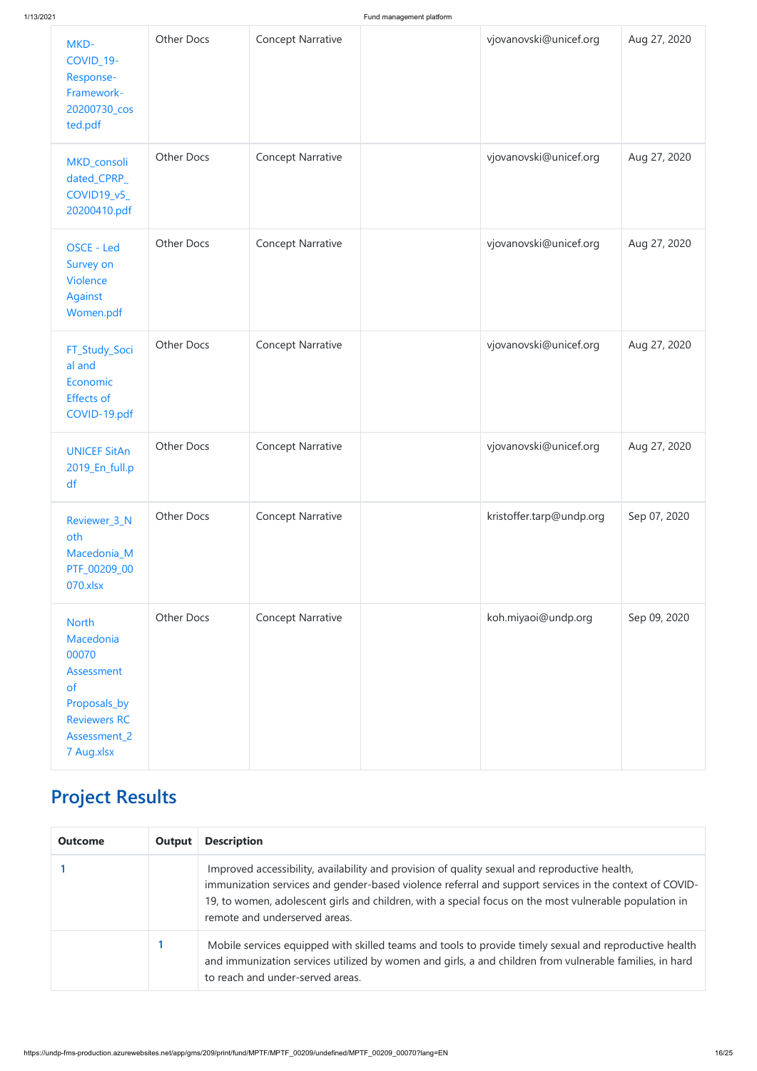| | | | | | |
|---|---|---|---|---|---|
| MKD-COVID_19-Response-Framework-20200730_costed.pdf | Other Docs | Concept Narrative | | vjovanovski@unicef.org | Aug 27, 2020 |
| MKD_consolidated_CPRP_COVID19_v5_20200410.pdf | Other Docs | Concept Narrative | | vjovanovski@unicef.org | Aug 27, 2020 |
| OSCE - Led Survey on Violence Against Women.pdf | Other Docs | Concept Narrative | | vjovanovski@unicef.org | Aug 27, 2020 |
| FT_Study_Social and Economic Effects of COVID-19.pdf | Other Docs | Concept Narrative | | vjovanovski@unicef.org | Aug 27, 2020 |
| UNICEF SitAn 2019_En_full.pdf | Other Docs | Concept Narrative | | vjovanovski@unicef.org | Aug 27, 2020 |
| Reviewer_3_North Macedonia_MPTF_00209_00070.xlsx | Other Docs | Concept Narrative | | kristoffer.tarp@undp.org | Sep 07, 2020 |
| North Macedonia 00070 Assessment of Proposals_by Reviewers RC Assessment_27 Aug.xlsx | Other Docs | Concept Narrative | | koh.miyaoi@undp.org | Sep 09, 2020 |

## Project Results

| Outcome | Output | Description |
|---|---|---|
| 1 | | Improved accessibility, availability and provision of quality sexual and reproductive health, immunization services and gender-based violence referral and support services in the context of COVID-19, to women, adolescent girls and children, with a special focus on the most vulnerable population in remote and underserved areas. |
| | 1 | Mobile services equipped with skilled teams and tools to provide timely sexual and reproductive health and immunization services utilized by women and girls, a and children from vulnerable families, in hard to reach and under-served areas. |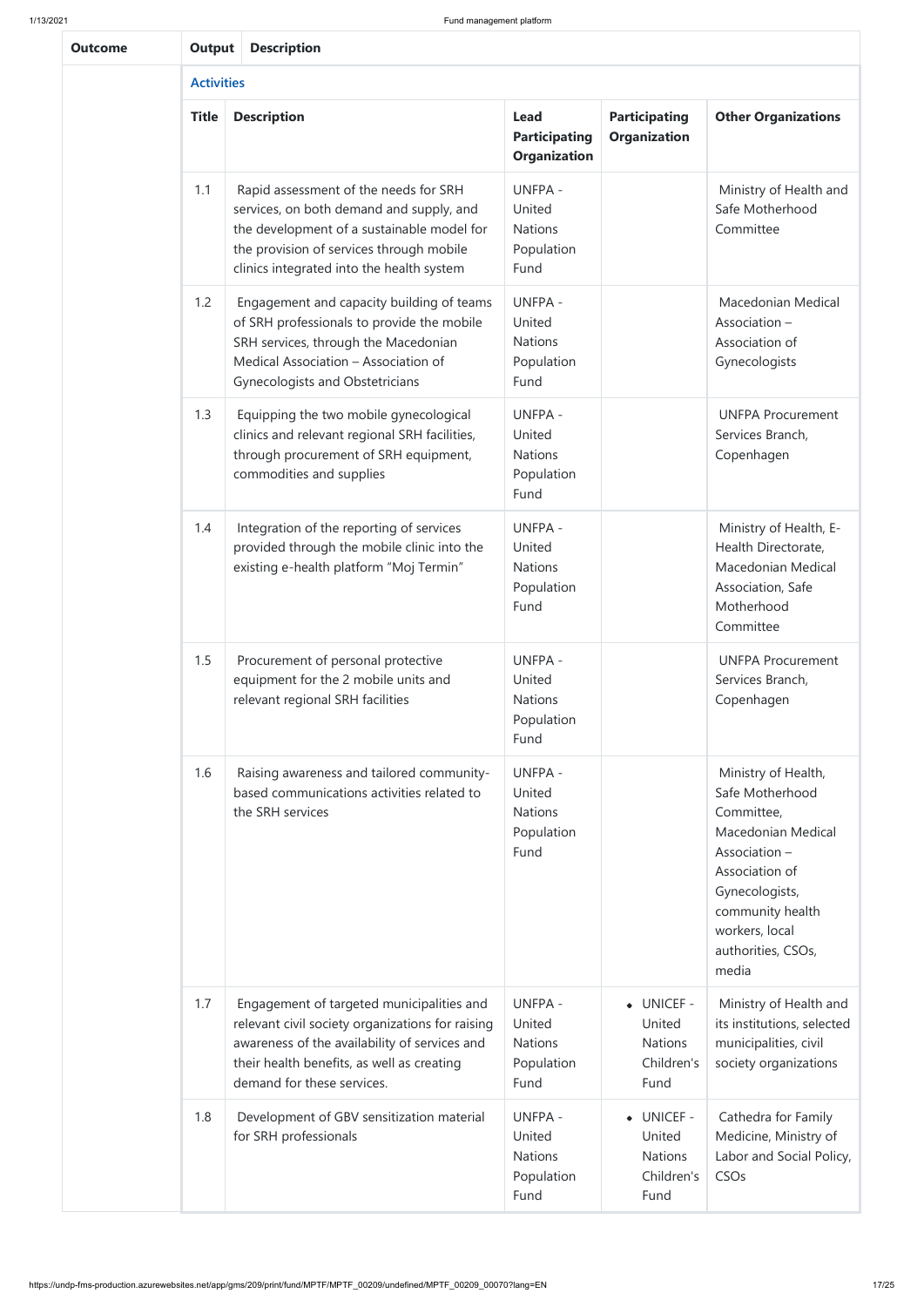| Outcome | Output | Description | | | |
|---|---|---|---|---|---|
| | **Activities** | | | | |
| | **Title** | **Description** | **Lead Participating Organization** | **Participating Organization** | **Other Organizations** |
| | 1.1 | Rapid assessment of the needs for SRH services, on both demand and supply, and the development of a sustainable model for the provision of services through mobile clinics integrated into the health system | UNFPA - United Nations Population Fund | | Ministry of Health and Safe Motherhood Committee |
| | 1.2 | Engagement and capacity building of teams of SRH professionals to provide the mobile SRH services, through the Macedonian Medical Association – Association of Gynecologists and Obstetricians | UNFPA - United Nations Population Fund | | Macedonian Medical Association – Association of Gynecologists |
| | 1.3 | Equipping the two mobile gynecological clinics and relevant regional SRH facilities, through procurement of SRH equipment, commodities and supplies | UNFPA - United Nations Population Fund | | UNFPA Procurement Services Branch, Copenhagen |
| | 1.4 | Integration of the reporting of services provided through the mobile clinic into the existing e-health platform "Moj Termin" | UNFPA - United Nations Population Fund | | Ministry of Health, E-Health Directorate, Macedonian Medical Association, Safe Motherhood Committee |
| | 1.5 | Procurement of personal protective equipment for the 2 mobile units and relevant regional SRH facilities | UNFPA - United Nations Population Fund | | UNFPA Procurement Services Branch, Copenhagen |
| | 1.6 | Raising awareness and tailored community-based communications activities related to the SRH services | UNFPA - United Nations Population Fund | | Ministry of Health, Safe Motherhood Committee, Macedonian Medical Association – Association of Gynecologists, community health workers, local authorities, CSOs, media |
| | 1.7 | Engagement of targeted municipalities and relevant civil society organizations for raising awareness of the availability of services and their health benefits, as well as creating demand for these services. | UNFPA - United Nations Population Fund | • UNICEF - United Nations Children's Fund | Ministry of Health and its institutions, selected municipalities, civil society organizations |
| | 1.8 | Development of GBV sensitization material for SRH professionals | UNFPA - United Nations Population Fund | • UNICEF - United Nations Children's Fund | Cathedra for Family Medicine, Ministry of Labor and Social Policy, CSOs |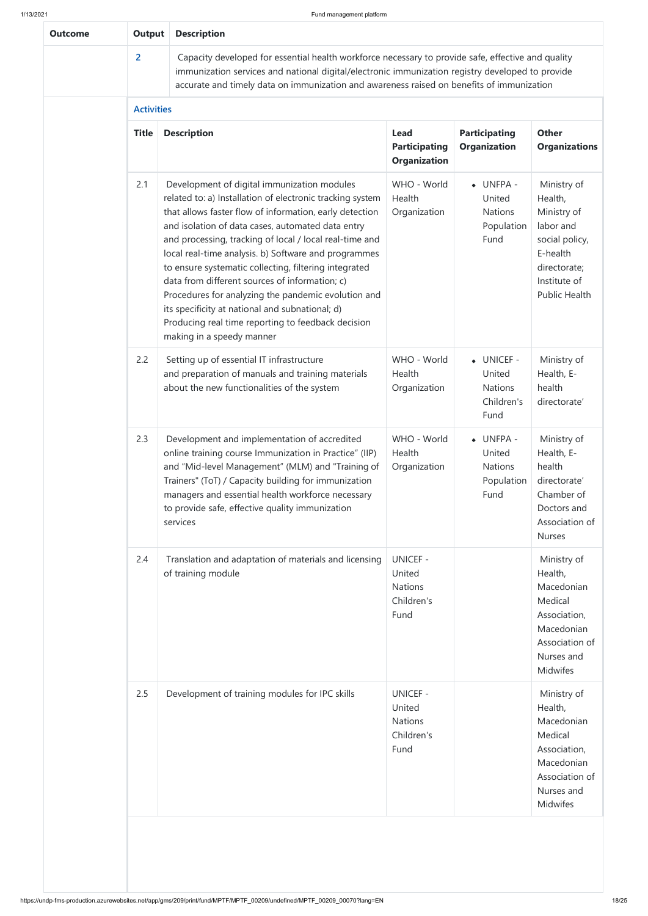| Outcome | Output | Description |
|---|---|---|
| | 2 | Capacity developed for essential health workforce necessary to provide safe, effective and quality immunization services and national digital/electronic immunization registry developed to provide accurate and timely data on immunization and awareness raised on benefits of immunization |

**Activities**

| Title | Description | Lead Participating Organization | Participating Organization | Other Organizations |
|---|---|---|---|---|
| 2.1 | Development of digital immunization modules related to: a) Installation of electronic tracking system that allows faster flow of information, early detection and isolation of data cases, automated data entry and processing, tracking of local / local real-time and local real-time analysis. b) Software and programmes to ensure systematic collecting, filtering integrated data from different sources of information; c) Procedures for analyzing the pandemic evolution and its specificity at national and subnational; d) Producing real time reporting to feedback decision making in a speedy manner | WHO - World Health Organization | • UNFPA - United Nations Population Fund | Ministry of Health, Ministry of labor and social policy, E-health directorate; Institute of Public Health |
| 2.2 | Setting up of essential IT infrastructure and preparation of manuals and training materials about the new functionalities of the system | WHO - World Health Organization | • UNICEF - United Nations Children's Fund | Ministry of Health, E-health directorate' |
| 2.3 | Development and implementation of accredited online training course Immunization in Practice" (IIP) and "Mid-level Management" (MLM) and "Training of Trainers" (ToT) / Capacity building for immunization managers and essential health workforce necessary to provide safe, effective quality immunization services | WHO - World Health Organization | • UNFPA - United Nations Population Fund | Ministry of Health, E-health directorate' Chamber of Doctors and Association of Nurses |
| 2.4 | Translation and adaptation of materials and licensing of training module | UNICEF - United Nations Children's Fund | | Ministry of Health, Macedonian Medical Association, Macedonian Association of Nurses and Midwifes |
| 2.5 | Development of training modules for IPC skills | UNICEF - United Nations Children's Fund | | Ministry of Health, Macedonian Medical Association, Macedonian Association of Nurses and Midwifes |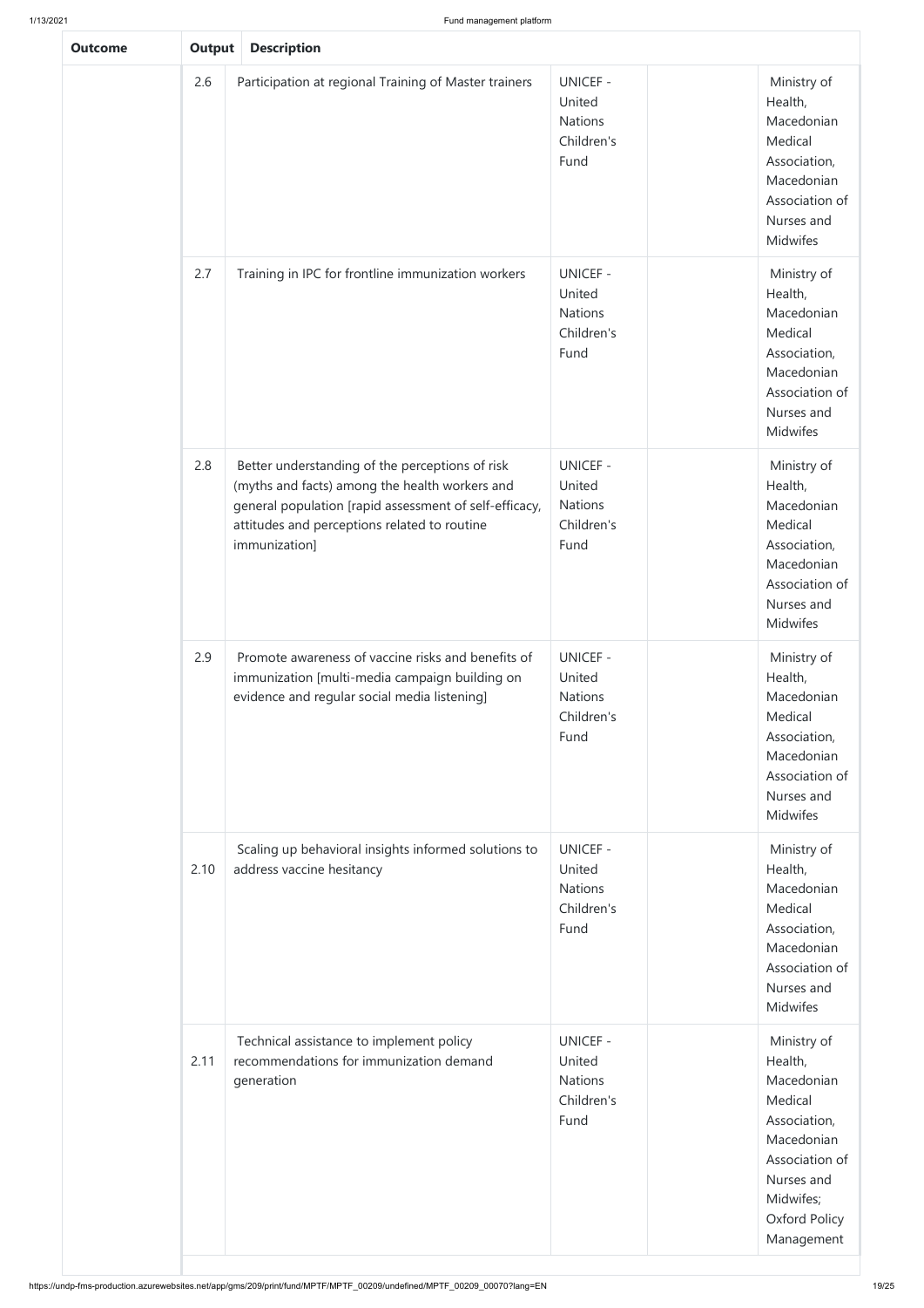| Outcome | Output | Description | | | |
|---|---|---|---|---|---|
| | 2.6 | Participation at regional Training of Master trainers | UNICEF - United Nations Children's Fund | | Ministry of Health, Macedonian Medical Association, Macedonian Association of Nurses and Midwifes |
| | 2.7 | Training in IPC for frontline immunization workers | UNICEF - United Nations Children's Fund | | Ministry of Health, Macedonian Medical Association, Macedonian Association of Nurses and Midwifes |
| | 2.8 | Better understanding of the perceptions of risk (myths and facts) among the health workers and general population [rapid assessment of self-efficacy, attitudes and perceptions related to routine immunization] | UNICEF - United Nations Children's Fund | | Ministry of Health, Macedonian Medical Association, Macedonian Association of Nurses and Midwifes |
| | 2.9 | Promote awareness of vaccine risks and benefits of immunization [multi-media campaign building on evidence and regular social media listening] | UNICEF - United Nations Children's Fund | | Ministry of Health, Macedonian Medical Association, Macedonian Association of Nurses and Midwifes |
| | 2.10 | Scaling up behavioral insights informed solutions to address vaccine hesitancy | UNICEF - United Nations Children's Fund | | Ministry of Health, Macedonian Medical Association, Macedonian Association of Nurses and Midwifes |
| | 2.11 | Technical assistance to implement policy recommendations for immunization demand generation | UNICEF - United Nations Children's Fund | | Ministry of Health, Macedonian Medical Association, Macedonian Association of Nurses and Midwifes; Oxford Policy Management |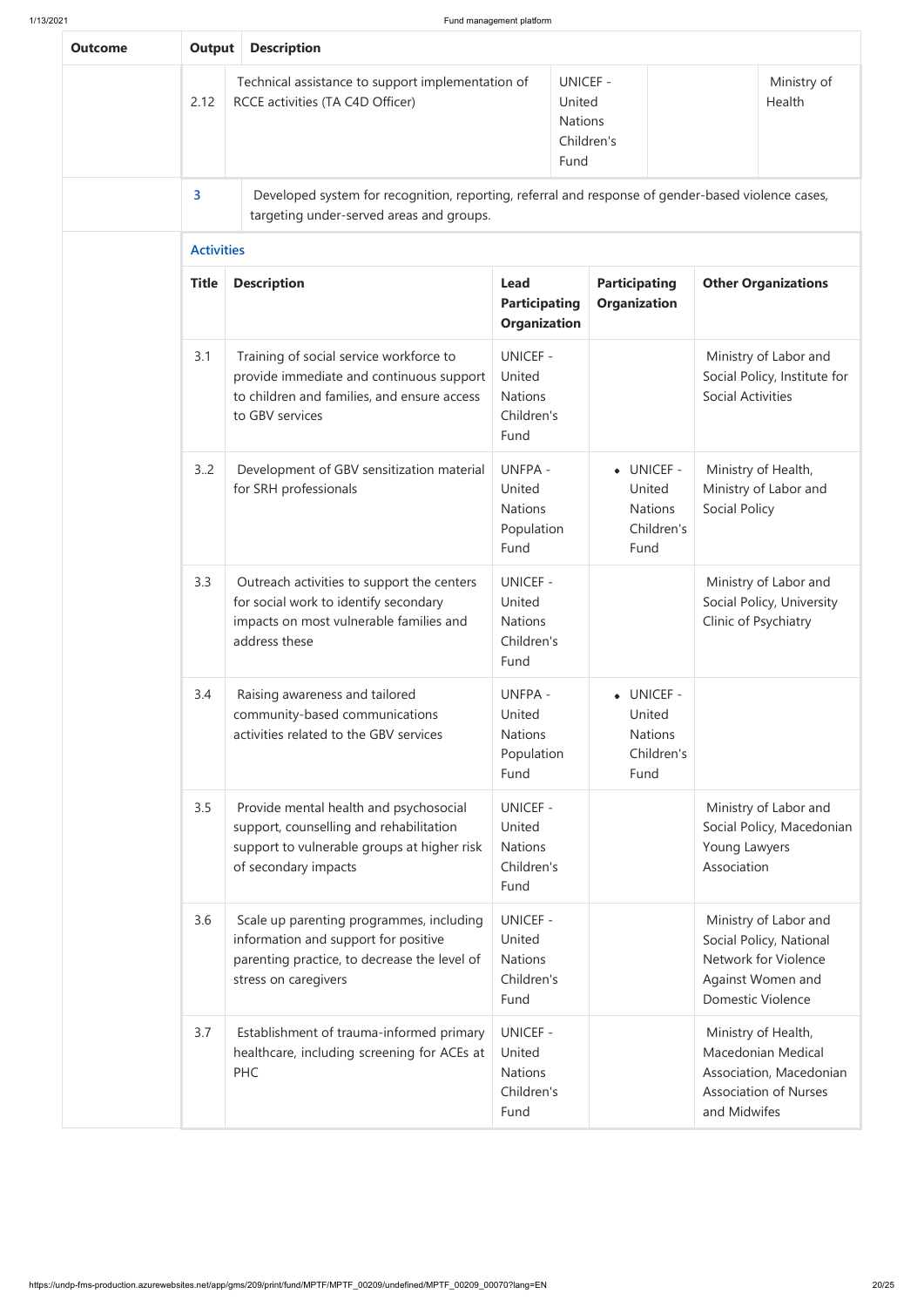| Outcome | Output | Description | | | |
|---|---|---|---|---|---|
| | 2.12 | Technical assistance to support implementation of RCCE activities (TA C4D Officer) | UNICEF - United Nations Children's Fund | | Ministry of Health |
| | 3 | Developed system for recognition, reporting, referral and response of gender-based violence cases, targeting under-served areas and groups. | | | |

**Activities**

| Title | Description | Lead Participating Organization | Participating Organization | Other Organizations |
|---|---|---|---|---|
| 3.1 | Training of social service workforce to provide immediate and continuous support to children and families, and ensure access to GBV services | UNICEF - United Nations Children's Fund | | Ministry of Labor and Social Policy, Institute for Social Activities |
| 3..2 | Development of GBV sensitization material for SRH professionals | UNFPA - United Nations Population Fund | • UNICEF - United Nations Children's Fund | Ministry of Health, Ministry of Labor and Social Policy |
| 3.3 | Outreach activities to support the centers for social work to identify secondary impacts on most vulnerable families and address these | UNICEF - United Nations Children's Fund | | Ministry of Labor and Social Policy, University Clinic of Psychiatry |
| 3.4 | Raising awareness and tailored community-based communications activities related to the GBV services | UNFPA - United Nations Population Fund | • UNICEF - United Nations Children's Fund | |
| 3.5 | Provide mental health and psychosocial support, counselling and rehabilitation support to vulnerable groups at higher risk of secondary impacts | UNICEF - United Nations Children's Fund | | Ministry of Labor and Social Policy, Macedonian Young Lawyers Association |
| 3.6 | Scale up parenting programmes, including information and support for positive parenting practice, to decrease the level of stress on caregivers | UNICEF - United Nations Children's Fund | | Ministry of Labor and Social Policy, National Network for Violence Against Women and Domestic Violence |
| 3.7 | Establishment of trauma-informed primary healthcare, including screening for ACEs at PHC | UNICEF - United Nations Children's Fund | | Ministry of Health, Macedonian Medical Association, Macedonian Association of Nurses and Midwifes |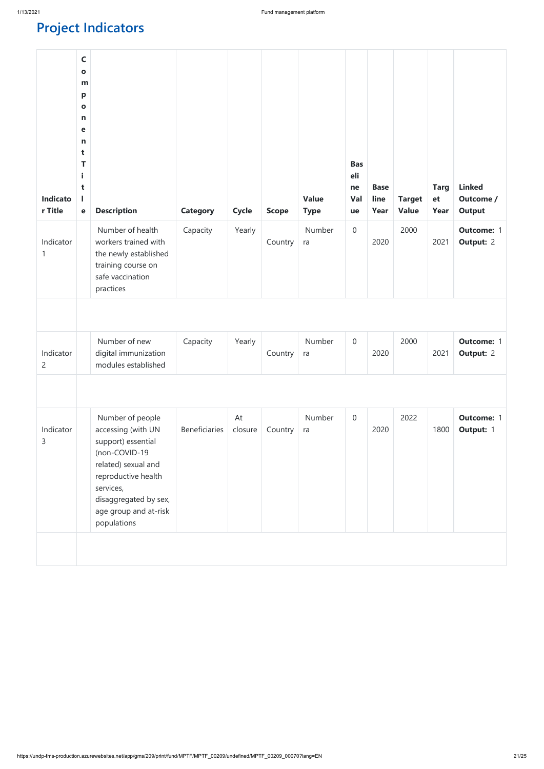# Project Indicators

| Indicator Title | Component Title | Description | Category | Cycle | Scope | Value Type | Baseline Value | Baseline Year | Target Value | Target Year | Linked Outcome / Output |
|---|---|---|---|---|---|---|---|---|---|---|---|
| Indicator 1 | | Number of health workers trained with the newly established training course on safe vaccination practices | Capacity | Yearly | Country | Numberra | 0 | 2020 | 2000 | 2021 | **Outcome:** 1 **Output:** 2 |
| | | | | | | | | | | | |
| Indicator 2 | | Number of new digital immunization modules established | Capacity | Yearly | Country | Numberra | 0 | 2020 | 2000 | 2021 | **Outcome:** 1 **Output:** 2 |
| | | | | | | | | | | | |
| Indicator 3 | | Number of people accessing (with UN support) essential (non-COVID-19 related) sexual and reproductive health services, disaggregated by sex, age group and at-risk populations | Beneficiaries | At closure | Country | Numberra | 0 | 2020 | 2022 | 1800 | **Outcome:** 1 **Output:** 1 |
| | | | | | | | | | | | |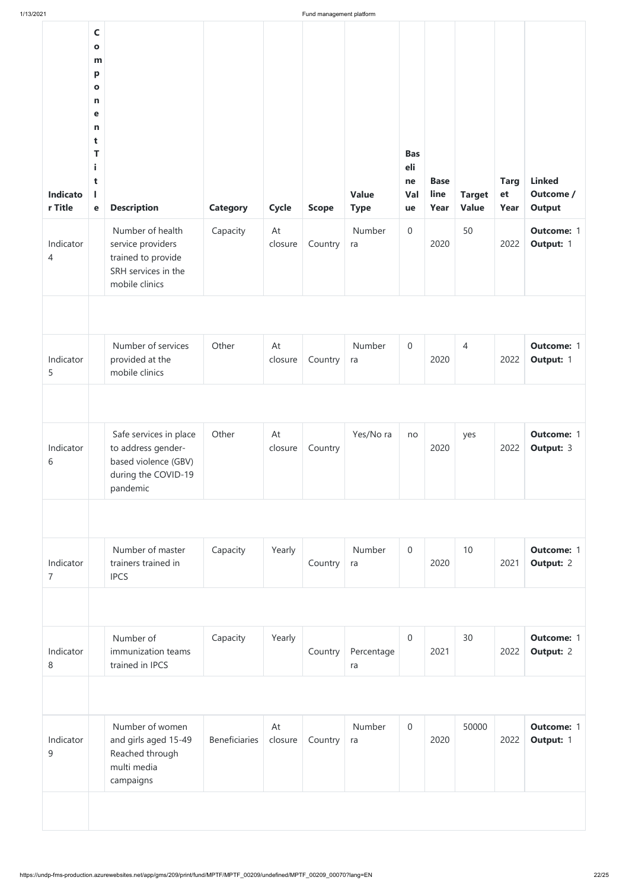| Indicator Title | Component Title | Description | Category | Cycle | Scope | Value Type | Baseline Value | Base line Year | Target Value | Target Year | Linked Outcome / Output |
|---|---|---|---|---|---|---|---|---|---|---|---|
| Indicator 4 | | Number of health service providers trained to provide SRH services in the mobile clinics | Capacity | At closure | Country | Number ra | 0 | 2020 | 50 | 2022 | **Outcome:** 1 **Output:** 1 |
| | | | | | | | | | | | |
| Indicator 5 | | Number of services provided at the mobile clinics | Other | At closure | Country | Number ra | 0 | 2020 | 4 | 2022 | **Outcome:** 1 **Output:** 1 |
| | | | | | | | | | | | |
| Indicator 6 | | Safe services in place to address gender-based violence (GBV) during the COVID-19 pandemic | Other | At closure | Country | Yes/No ra | no | 2020 | yes | 2022 | **Outcome:** 1 **Output:** 3 |
| | | | | | | | | | | | |
| Indicator 7 | | Number of master trainers trained in IPCS | Capacity | Yearly | Country | Number ra | 0 | 2020 | 10 | 2021 | **Outcome:** 1 **Output:** 2 |
| | | | | | | | | | | | |
| Indicator 8 | | Number of immunization teams trained in IPCS | Capacity | Yearly | Country | Percentage ra | 0 | 2021 | 30 | 2022 | **Outcome:** 1 **Output:** 2 |
| | | | | | | | | | | | |
| Indicator 9 | | Number of women and girls aged 15-49 Reached through multi media campaigns | Beneficiaries | At closure | Country | Number ra | 0 | 2020 | 50000 | 2022 | **Outcome:** 1 **Output:** 1 |
| | | | | | | | | | | | |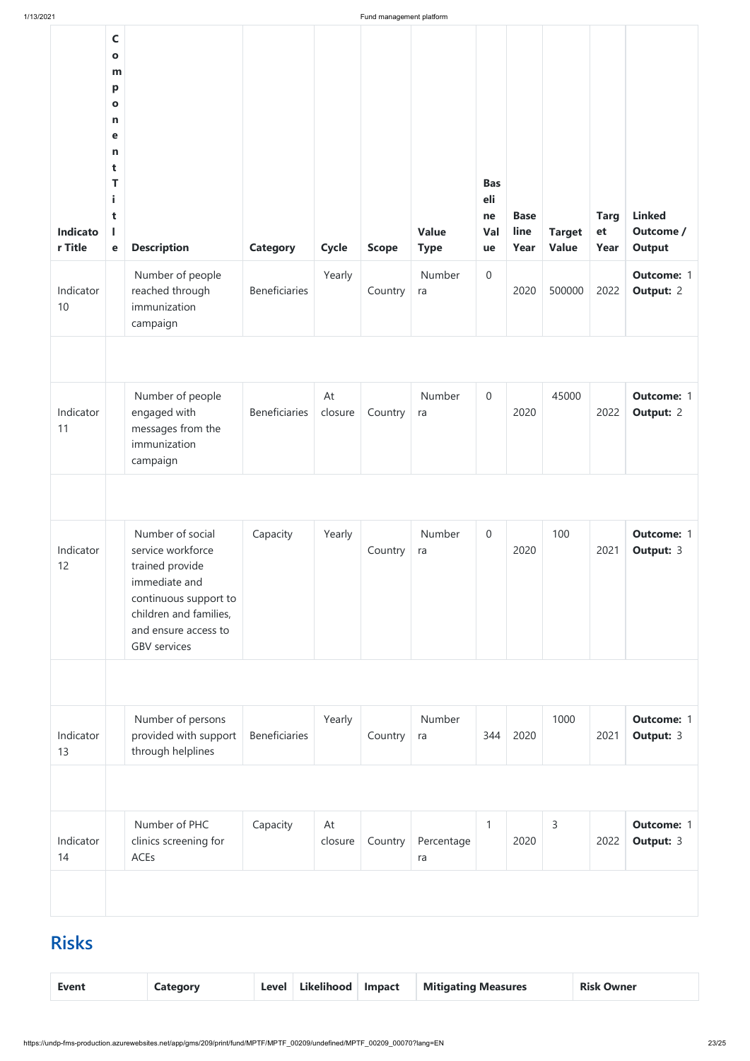| Indicator Title | Component Title | Description | Category | Cycle | Scope | Value Type | Baseline Value | Baseline Year | Target Value | Target Year | Linked Outcome / Output |
|---|---|---|---|---|---|---|---|---|---|---|---|
| Indicator 10 | | Number of people reached through immunization campaign | Beneficiaries | Yearly | Country | Number ra | 0 | 2020 | 500000 | 2022 | **Outcome:** 1 **Output:** 2 |
| | | | | | | | | | | | |
| Indicator 11 | | Number of people engaged with messages from the immunization campaign | Beneficiaries | At closure | Country | Number ra | 0 | 2020 | 45000 | 2022 | **Outcome:** 1 **Output:** 2 |
| | | | | | | | | | | | |
| Indicator 12 | | Number of social service workforce trained provide immediate and continuous support to children and families, and ensure access to GBV services | Capacity | Yearly | Country | Number ra | 0 | 2020 | 100 | 2021 | **Outcome:** 1 **Output:** 3 |
| | | | | | | | | | | | |
| Indicator 13 | | Number of persons provided with support through helplines | Beneficiaries | Yearly | Country | Number ra | 344 | 2020 | 1000 | 2021 | **Outcome:** 1 **Output:** 3 |
| | | | | | | | | | | | |
| Indicator 14 | | Number of PHC clinics screening for ACEs | Capacity | At closure | Country | Percentage ra | 1 | 2020 | 3 | 2022 | **Outcome:** 1 **Output:** 3 |
| | | | | | | | | | | | |

## Risks

| Event | Category | Level | Likelihood | Impact | Mitigating Measures | Risk Owner |
|---|---|---|---|---|---|---|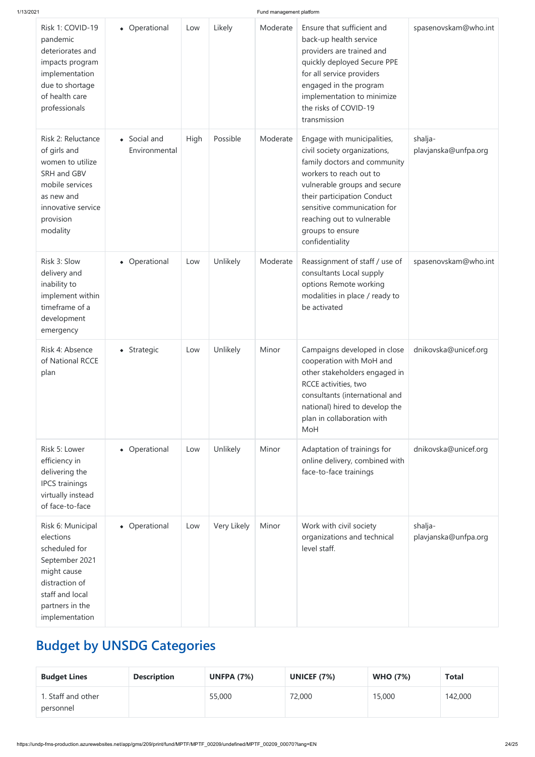| Risk 1: COVID-19 pandemic deteriorates and impacts program implementation due to shortage of health care professionals | • Operational | Low | Likely | Moderate | Ensure that sufficient and back-up health service providers are trained and quickly deployed Secure PPE for all service providers engaged in the program implementation to minimize the risks of COVID-19 transmission | spasenovskam@who.int |
|---|---|---|---|---|---|---|
| Risk 2: Reluctance of girls and women to utilize SRH and GBV mobile services as new and innovative service provision modality | • Social and Environmental | High | Possible | Moderate | Engage with municipalities, civil society organizations, family doctors and community workers to reach out to vulnerable groups and secure their participation Conduct sensitive communication for reaching out to vulnerable groups to ensure confidentiality | shalja-plavjanska@unfpa.org |
| Risk 3: Slow delivery and inability to implement within timeframe of a development emergency | • Operational | Low | Unlikely | Moderate | Reassignment of staff / use of consultants Local supply options Remote working modalities in place / ready to be activated | spasenovskam@who.int |
| Risk 4: Absence of National RCCE plan | • Strategic | Low | Unlikely | Minor | Campaigns developed in close cooperation with MoH and other stakeholders engaged in RCCE activities, two consultants (international and national) hired to develop the plan in collaboration with MoH | dnikovska@unicef.org |
| Risk 5: Lower efficiency in delivering the IPCS trainings virtually instead of face-to-face | • Operational | Low | Unlikely | Minor | Adaptation of trainings for online delivery, combined with face-to-face trainings | dnikovska@unicef.org |
| Risk 6: Municipal elections scheduled for September 2021 might cause distraction of staff and local partners in the implementation | • Operational | Low | Very Likely | Minor | Work with civil society organizations and technical level staff. | shalja-plavjanska@unfpa.org |

## Budget by UNSDG Categories

| Budget Lines | Description | UNFPA (7%) | UNICEF (7%) | WHO (7%) | Total |
|---|---|---|---|---|---|
| 1. Staff and other personnel | | 55,000 | 72,000 | 15,000 | 142,000 |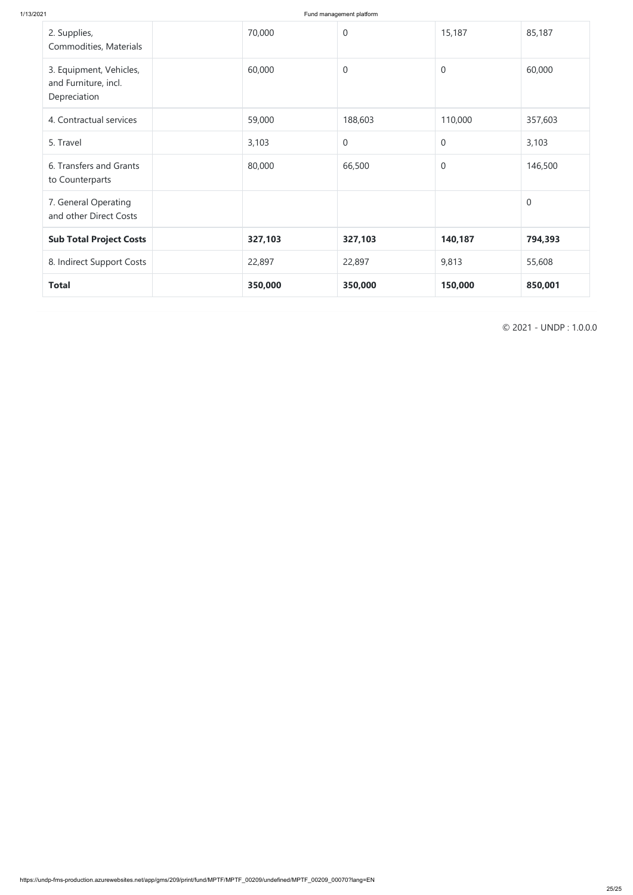| | | | | | |
|---|---|---|---|---|---|
| 2. Supplies, Commodities, Materials | | 70,000 | 0 | 15,187 | 85,187 |
| 3. Equipment, Vehicles, and Furniture, incl. Depreciation | | 60,000 | 0 | 0 | 60,000 |
| 4. Contractual services | | 59,000 | 188,603 | 110,000 | 357,603 |
| 5. Travel | | 3,103 | 0 | 0 | 3,103 |
| 6. Transfers and Grants to Counterparts | | 80,000 | 66,500 | 0 | 146,500 |
| 7. General Operating and other Direct Costs | | | | | 0 |
| **Sub Total Project Costs** | | **327,103** | **327,103** | **140,187** | **794,393** |
| 8. Indirect Support Costs | | 22,897 | 22,897 | 9,813 | 55,608 |
| **Total** | | **350,000** | **350,000** | **150,000** | **850,001** |

© 2021 - UNDP : 1.0.0.0